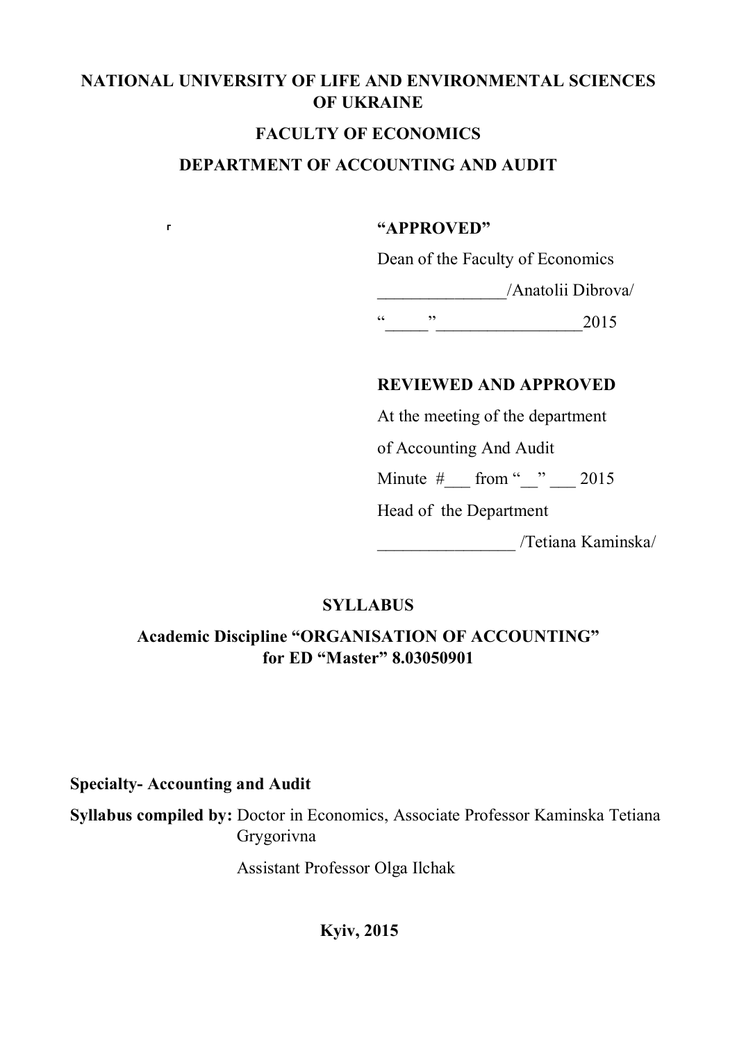**NATIONAL UNIVERSITY OF LIFE AND ENVIRONMENTAL SCIENCES OF UKRAINE**

**FACULTY OF ECONOMICS**

**DEPARTMENT OF ACCOUNTING AND AUDIT**

**"APPROVED"**

Dean of the Faculty of Economics

_______________/Anatolii Dibrova/

"_____"_________________2015

**REVIEWED AND APPROVED**

At the meeting of the department

of Accounting And Audit

Minute #___ from "__" ___ 2015

Head of the Department

________________ /Tetiana Kaminska/

**SYLLABUS**

**Academic Discipline "ORGANISATION OF ACCOUNTING" for ED "Master" 8.03050901**

**Specialty- Accounting and Audit**

**Syllabus compiled by:** Doctor in Economics, Associate Professor Kaminska Tetiana Grygorivna

Assistant Professor Olga Ilchak

**Kyiv, 2015**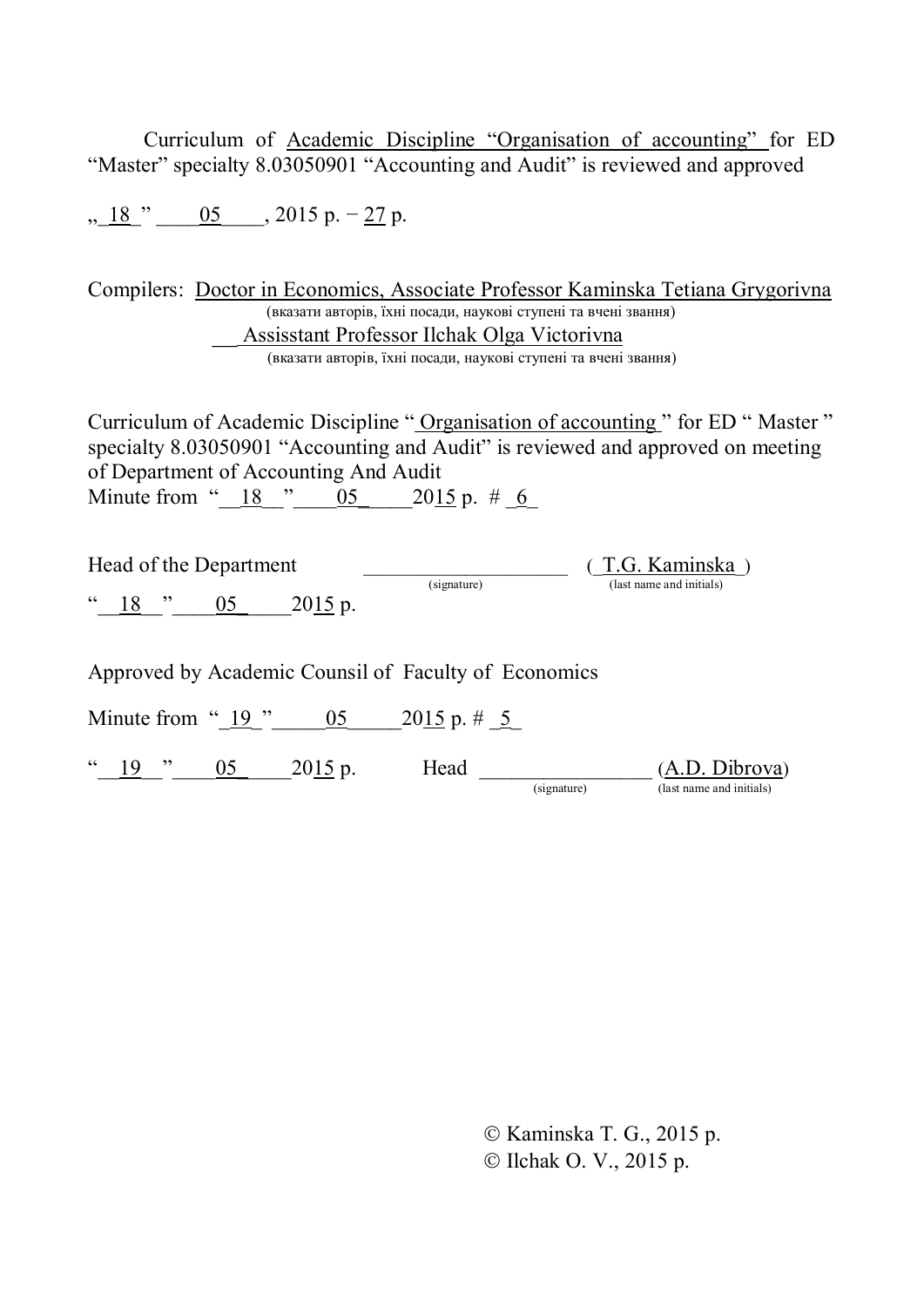Curriculum of Academic Discipline "Organisation of accounting" for ED "Master" specialty 8.03050901 "Accounting and Audit" is reviewed and approved

„ 18 " 05 , 2015 р. – 27 р.

Compilers: Doctor in Economics, Associate Professor Kaminska Tetiana Grygorivna
(вказати авторів, їхні посади, наукові ступені та вчені звання)
Assisstant Professor Ilchak Olga Victorivna
(вказати авторів, їхні посади, наукові ступені та вчені звання)

Curriculum of Academic Discipline " Organisation of accounting " for ED " Master " specialty 8.03050901 "Accounting and Audit" is reviewed and approved on meeting of Department of Accounting And Audit
Minute from " 18 " 05 2015 р. # 6

Head of the Department ____________________ ( T.G. Kaminska )
(signature) (last name and initials)
" 18 " 05 2015 р.

Approved by Academic Counsil of Faculty of Economics

Minute from " 19 " 05 2015 р. # 5

" 19 " 05 2015 р. Head ________________ (A.D. Dibrova)
(signature) (last name and initials)

© Kaminska T. G., 2015 р.
© Ilchak O. V., 2015 р.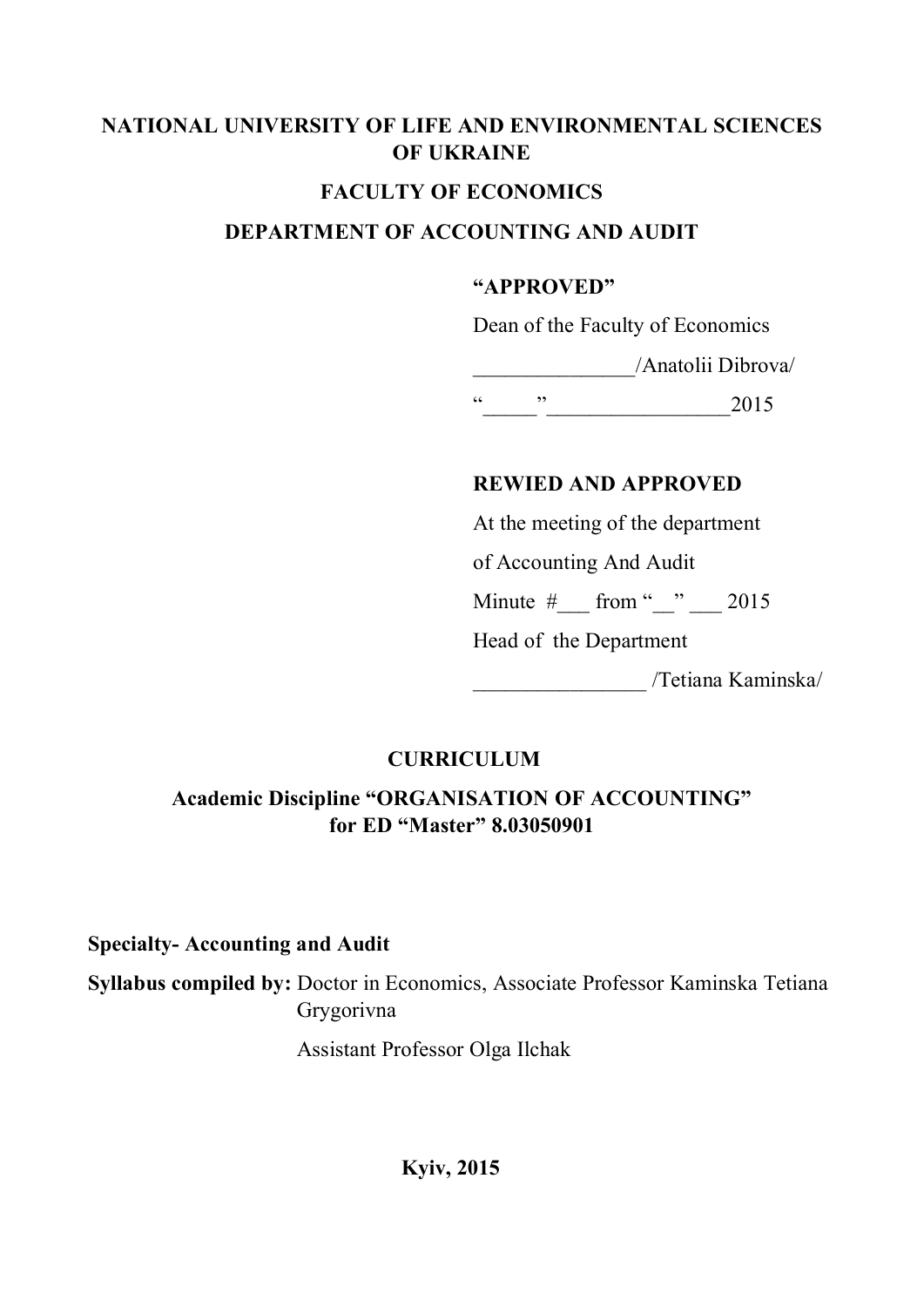**NATIONAL UNIVERSITY OF LIFE AND ENVIRONMENTAL SCIENCES OF UKRAINE**

**FACULTY OF ECONOMICS**

**DEPARTMENT OF ACCOUNTING AND AUDIT**

**"APPROVED"**

Dean of the Faculty of Economics

_______________/Anatolii Dibrova/

"_____"_________________2015

**REWIED AND APPROVED**

At the meeting of the department

of Accounting And Audit

Minute #___ from "__" ___ 2015

Head of the Department

________________ /Tetiana Kaminska/

**CURRICULUM**

**Academic Discipline "ORGANISATION OF ACCOUNTING" for ED "Master" 8.03050901**

**Specialty- Accounting and Audit**

**Syllabus compiled by:** Doctor in Economics, Associate Professor Kaminska Tetiana Grygorivna

Assistant Professor Olga Ilchak

**Kyiv, 2015**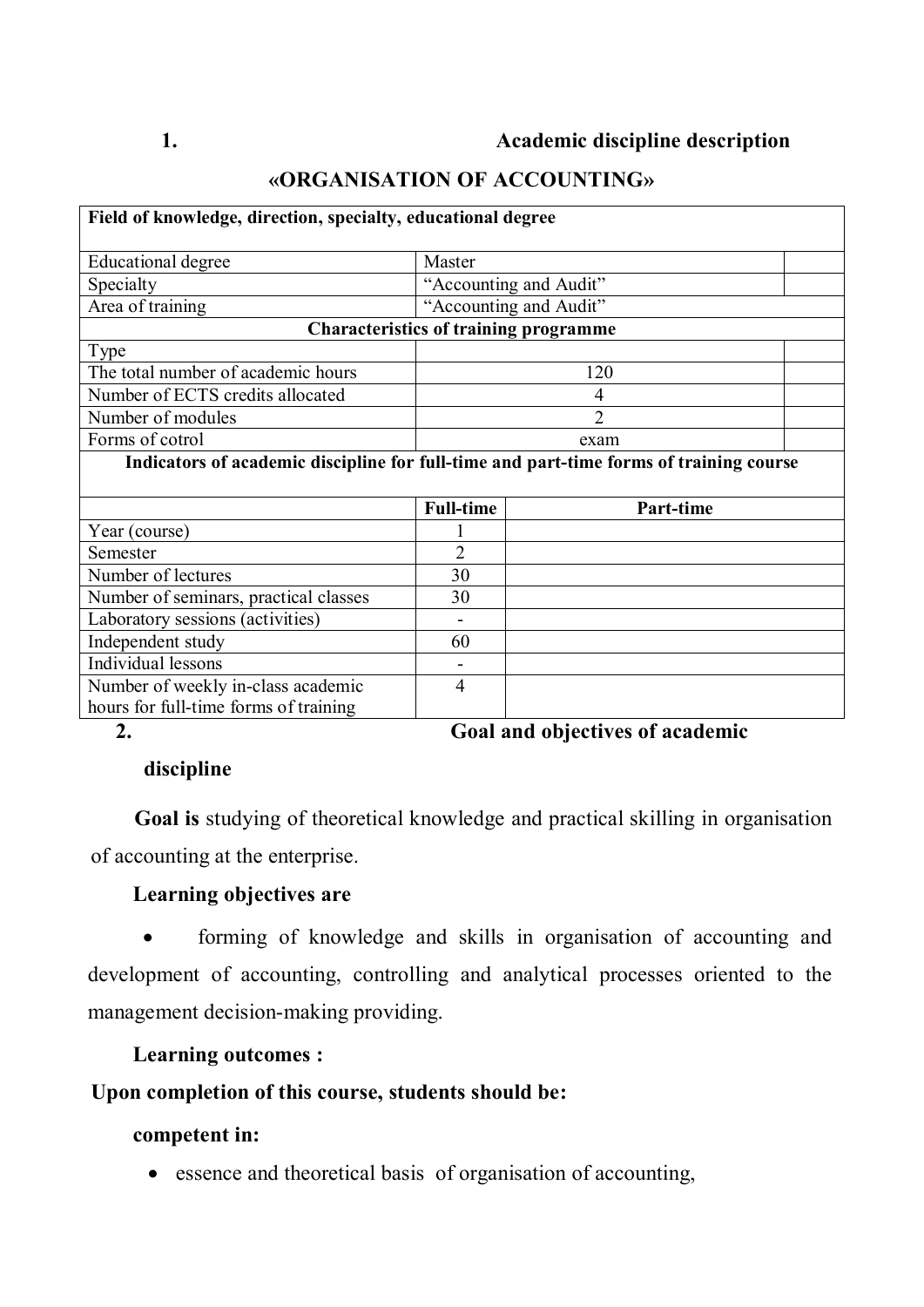## 1. Academic discipline description

### «ORGANISATION OF ACCOUNTING»

| Field of knowledge, direction, specialty, educational degree | | |
|---|---|---|
| Educational degree | Master | |
| Specialty | "Accounting and Audit" | |
| Area of training | "Accounting and Audit" | |
| **Characteristics of training programme** | | |
| Type | | |
| The total number of academic hours | 120 | |
| Number of ECTS credits allocated | 4 | |
| Number of modules | 2 | |
| Forms of cotrol | exam | |

**Indicators of academic discipline for full-time and part-time forms of training course**

| | Full-time | Part-time |
|---|---|---|
| Year (course) | 1 | |
| Semester | 2 | |
| Number of lectures | 30 | |
| Number of seminars, practical classes | 30 | |
| Laboratory sessions (activities) | - | |
| Independent study | 60 | |
| Individual lessons | - | |
| Number of weekly in-class academic hours for full-time forms of training | 4 | |

## 2. Goal and objectives of academic discipline

**Goal is** studying of theoretical knowledge and practical skilling in organisation of accounting at the enterprise.

**Learning objectives are**

- forming of knowledge and skills in organisation of accounting and development of accounting, controlling and analytical processes oriented to the management decision-making providing.

**Learning outcomes :**

**Upon completion of this course, students should be:**

**competent in:**

- essence and theoretical basis of organisation of accounting,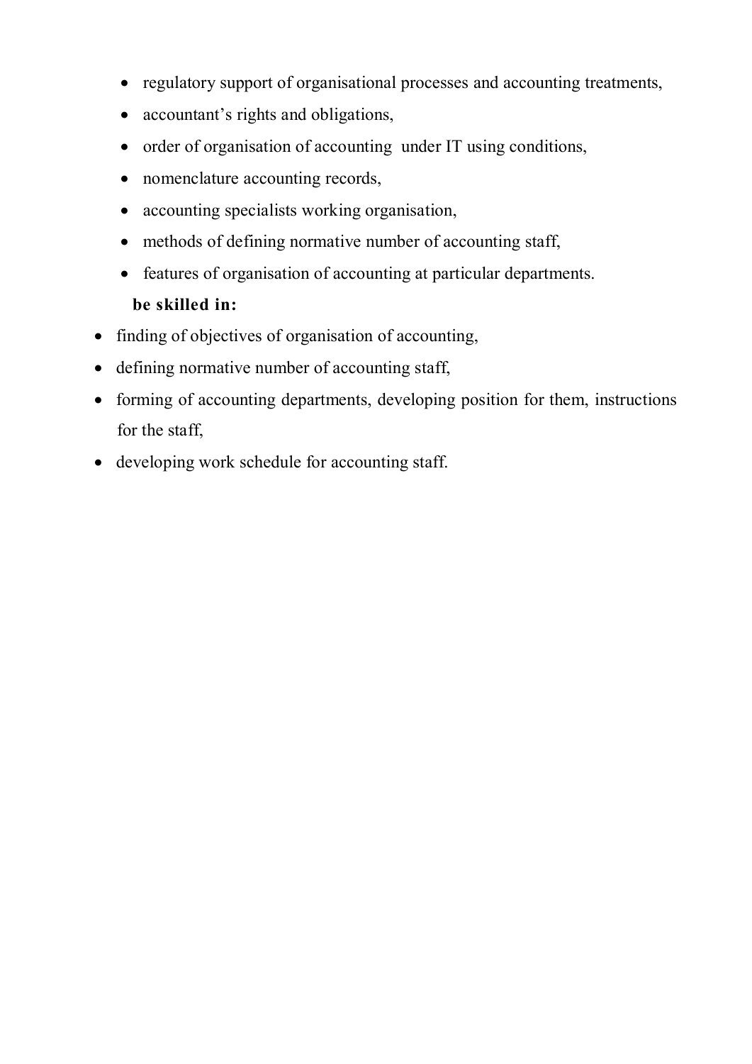- regulatory support of organisational processes and accounting treatments,
- accountant's rights and obligations,
- order of organisation of accounting under IT using conditions,
- nomenclature accounting records,
- accounting specialists working organisation,
- methods of defining normative number of accounting staff,
- features of organisation of accounting at particular departments.

**be skilled in:**

- finding of objectives of organisation of accounting,
- defining normative number of accounting staff,
- forming of accounting departments, developing position for them, instructions for the staff,
- developing work schedule for accounting staff.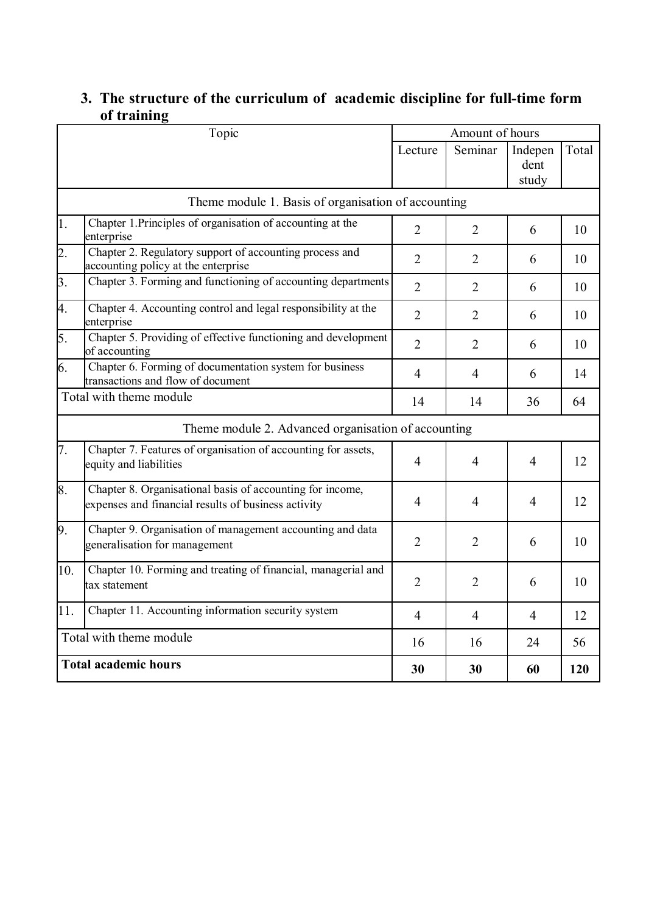### 3. The structure of the curriculum of academic discipline for full-time form of training

| | Topic | Amount of hours | | | |
|---|---|---|---|---|---|
| | | Lecture | Seminar | Independent study | Total |
| | Theme module 1. Basis of organisation of accounting | | | | |
| 1. | Chapter 1.Principles of organisation of accounting at the enterprise | 2 | 2 | 6 | 10 |
| 2. | Chapter 2. Regulatory support of accounting process and accounting policy at the enterprise | 2 | 2 | 6 | 10 |
| 3. | Chapter 3. Forming and functioning of accounting departments | 2 | 2 | 6 | 10 |
| 4. | Chapter 4. Accounting control and legal responsibility at the enterprise | 2 | 2 | 6 | 10 |
| 5. | Chapter 5. Providing of effective functioning and development of accounting | 2 | 2 | 6 | 10 |
| 6. | Chapter 6. Forming of documentation system for business transactions and flow of document | 4 | 4 | 6 | 14 |
| | Total with theme module | 14 | 14 | 36 | 64 |
| | Theme module 2. Advanced organisation of accounting | | | | |
| 7. | Chapter 7. Features of organisation of accounting for assets, equity and liabilities | 4 | 4 | 4 | 12 |
| 8. | Chapter 8. Organisational basis of accounting for income, expenses and financial results of business activity | 4 | 4 | 4 | 12 |
| 9. | Chapter 9. Organisation of management accounting and data generalisation for management | 2 | 2 | 6 | 10 |
| 10. | Chapter 10. Forming and treating of financial, managerial and tax statement | 2 | 2 | 6 | 10 |
| 11. | Chapter 11. Accounting information security system | 4 | 4 | 4 | 12 |
| | Total with theme module | 16 | 16 | 24 | 56 |
| | **Total academic hours** | **30** | **30** | **60** | **120** |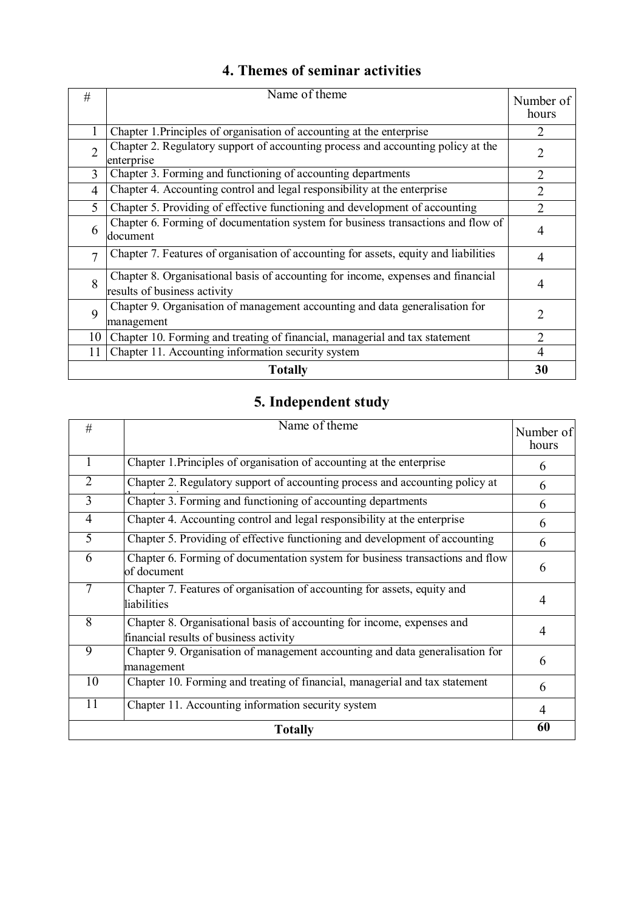## 4. Themes of seminar activities

| # | Name of theme | Number of hours |
|---|---|---|
| 1 | Chapter 1.Principles of organisation of accounting at the enterprise | 2 |
| 2 | Chapter 2. Regulatory support of accounting process and accounting policy at the enterprise | 2 |
| 3 | Chapter 3. Forming and functioning of accounting departments | 2 |
| 4 | Chapter 4. Accounting control and legal responsibility at the enterprise | 2 |
| 5 | Chapter 5. Providing of effective functioning and development of accounting | 2 |
| 6 | Chapter 6. Forming of documentation system for business transactions and flow of document | 4 |
| 7 | Chapter 7. Features of organisation of accounting for assets, equity and liabilities | 4 |
| 8 | Chapter 8. Organisational basis of accounting for income, expenses and financial results of business activity | 4 |
| 9 | Chapter 9. Organisation of management accounting and data generalisation for management | 2 |
| 10 | Chapter 10. Forming and treating of financial, managerial and tax statement | 2 |
| 11 | Chapter 11. Accounting information security system | 4 |
| **Totally** | | **30** |

## 5. Independent study

| # | Name of theme | Number of hours |
|---|---|---|
| 1 | Chapter 1.Principles of organisation of accounting at the enterprise | 6 |
| 2 | Chapter 2. Regulatory support of accounting process and accounting policy at the enterprise | 6 |
| 3 | Chapter 3. Forming and functioning of accounting departments | 6 |
| 4 | Chapter 4. Accounting control and legal responsibility at the enterprise | 6 |
| 5 | Chapter 5. Providing of effective functioning and development of accounting | 6 |
| 6 | Chapter 6. Forming of documentation system for business transactions and flow of document | 6 |
| 7 | Chapter 7. Features of organisation of accounting for assets, equity and liabilities | 4 |
| 8 | Chapter 8. Organisational basis of accounting for income, expenses and financial results of business activity | 4 |
| 9 | Chapter 9. Organisation of management accounting and data generalisation for management | 6 |
| 10 | Chapter 10. Forming and treating of financial, managerial and tax statement | 6 |
| 11 | Chapter 11. Accounting information security system | 4 |
| **Totally** | | **60** |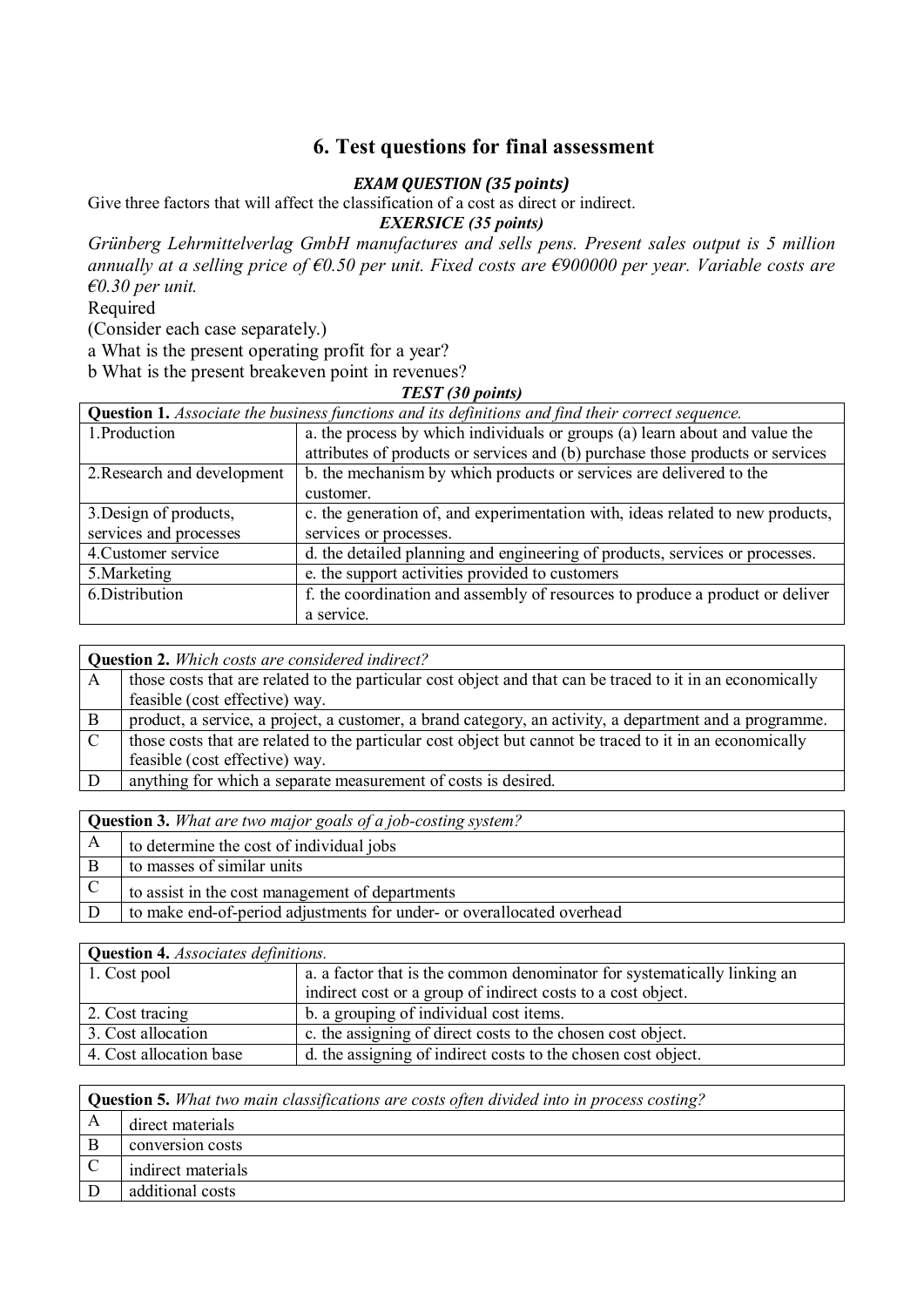## 6. Test questions for final assessment

***EXAM QUESTION (35 points)***

Give three factors that will affect the classification of a cost as direct or indirect.

***EXERSICE (35 points)***

*Grünberg Lehrmittelverlag GmbH manufactures and sells pens. Present sales output is 5 million annually at a selling price of €0.50 per unit. Fixed costs are €900000 per year. Variable costs are €0.30 per unit.*

Required

(Consider each case separately.)

a What is the present operating profit for a year?

b What is the present breakeven point in revenues?

***TEST (30 points)***

| **Question 1.** *Associate the business functions and its definitions and find their correct sequence.* | |
|---|---|
| 1.Production | a. the process by which individuals or groups (a) learn about and value the attributes of products or services and (b) purchase those products or services |
| 2.Research and development | b. the mechanism by which products or services are delivered to the customer. |
| 3.Design of products, services and processes | c. the generation of, and experimentation with, ideas related to new products, services or processes. |
| 4.Customer service | d. the detailed planning and engineering of products, services or processes. |
| 5.Marketing | e. the support activities provided to customers |
| 6.Distribution | f. the coordination and assembly of resources to produce a product or deliver a service. |

| **Question 2.** *Which costs are considered indirect?* | |
|---|---|
| A | those costs that are related to the particular cost object and that can be traced to it in an economically feasible (cost effective) way. |
| B | product, a service, a project, a customer, a brand category, an activity, a department and a programme. |
| C | those costs that are related to the particular cost object but cannot be traced to it in an economically feasible (cost effective) way. |
| D | anything for which a separate measurement of costs is desired. |

| **Question 3.** *What are two major goals of a job-costing system?* | |
|---|---|
| A | to determine the cost of individual jobs |
| B | to masses of similar units |
| C | to assist in the cost management of departments |
| D | to make end-of-period adjustments for under- or overallocated overhead |

| **Question 4.** *Associates definitions.* | |
|---|---|
| 1. Cost pool | a. a factor that is the common denominator for systematically linking an indirect cost or a group of indirect costs to a cost object. |
| 2. Cost tracing | b. a grouping of individual cost items. |
| 3. Cost allocation | c. the assigning of direct costs to the chosen cost object. |
| 4. Cost allocation base | d. the assigning of indirect costs to the chosen cost object. |

| **Question 5.** *What two main classifications are costs often divided into in process costing?* | |
|---|---|
| A | direct materials |
| B | conversion costs |
| C | indirect materials |
| D | additional costs |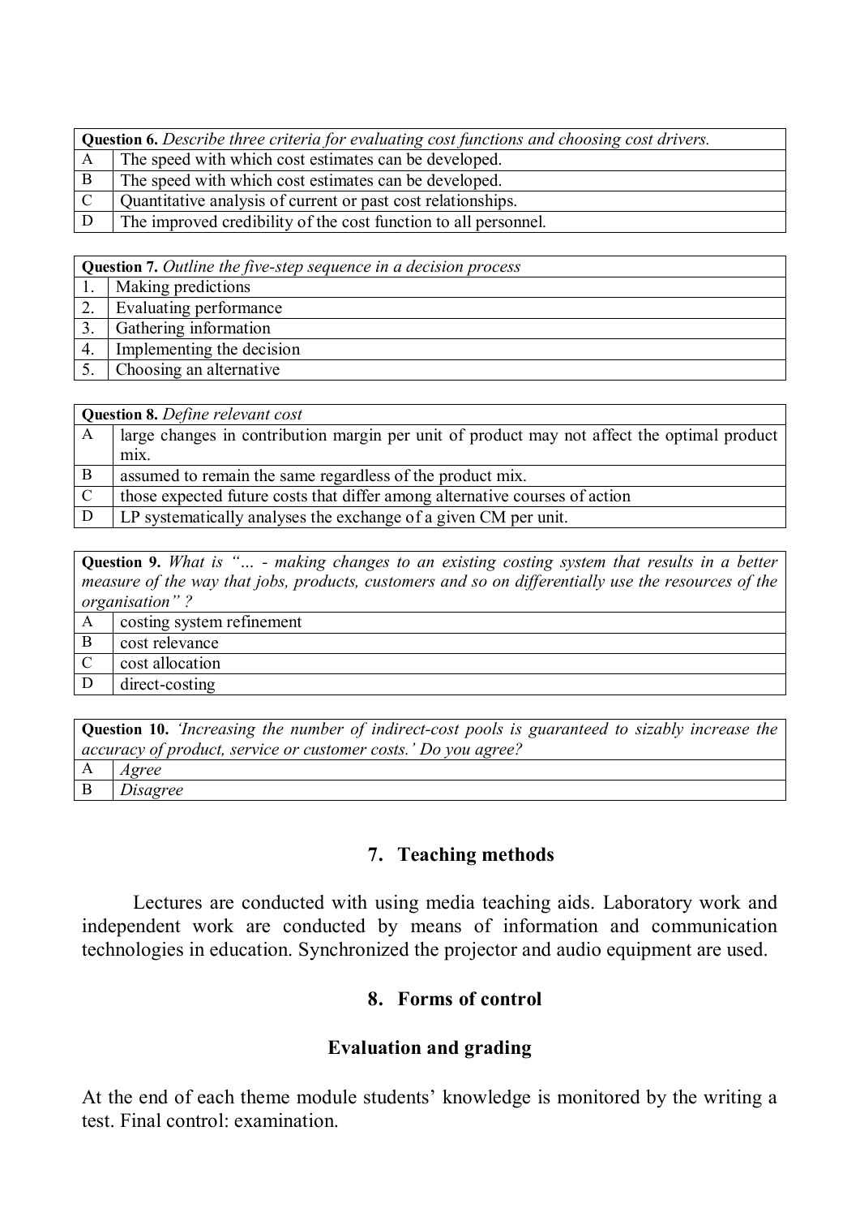| **Question 6.** *Describe three criteria for evaluating cost functions and choosing cost drivers.* | |
|---|---|
| A | The speed with which cost estimates can be developed. |
| B | The speed with which cost estimates can be developed. |
| C | Quantitative analysis of current or past cost relationships. |
| D | The improved credibility of the cost function to all personnel. |

| **Question 7.** *Outline the five-step sequence in a decision process* | |
|---|---|
| 1. | Making predictions |
| 2. | Evaluating performance |
| 3. | Gathering information |
| 4. | Implementing the decision |
| 5. | Choosing an alternative |

| **Question 8.** *Define relevant cost* | |
|---|---|
| A | large changes in contribution margin per unit of product may not affect the optimal product mix. |
| B | assumed to remain the same regardless of the product mix. |
| C | those expected future costs that differ among alternative courses of action |
| D | LP systematically analyses the exchange of a given CM per unit. |

| **Question 9.** *What is "… - making changes to an existing costing system that results in a better measure of the way that jobs, products, customers and so on differentially use the resources of the organisation" ?* | |
|---|---|
| A | costing system refinement |
| B | cost relevance |
| C | cost allocation |
| D | direct-costing |

| **Question 10.** *'Increasing the number of indirect-cost pools is guaranteed to sizably increase the accuracy of product, service or customer costs.' Do you agree?* | |
|---|---|
| A | *Agree* |
| B | *Disagree* |

## 7. Teaching methods

Lectures are conducted with using media teaching aids. Laboratory work and independent work are conducted by means of information and communication technologies in education. Synchronized the projector and audio equipment are used.

## 8. Forms of control

### Evaluation and grading

At the end of each theme module students' knowledge is monitored by the writing a test. Final control: examination.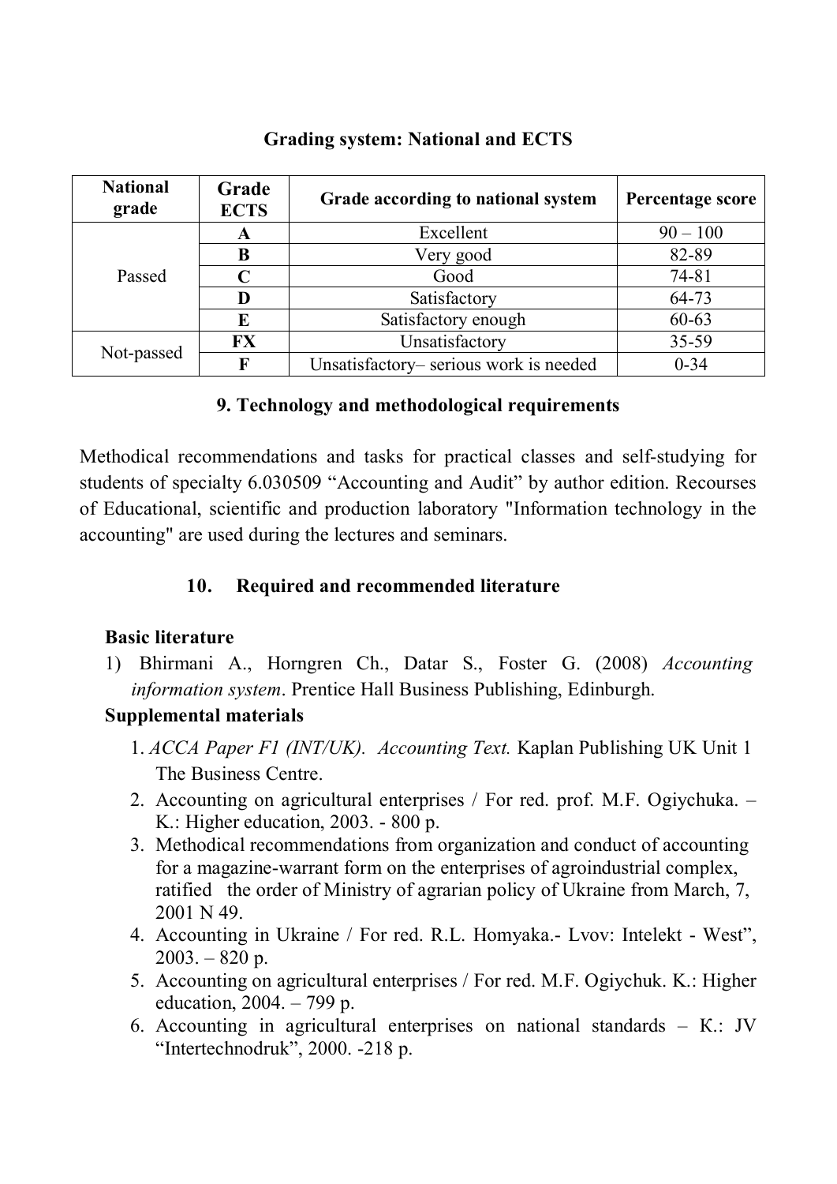**Grading system: National and ECTS**

| National grade | Grade ECTS | Grade according to national system | Percentage score |
|---|---|---|---|
| Passed | **A** | Excellent | 90 – 100 |
| | **B** | Very good | 82-89 |
| | **C** | Good | 74-81 |
| | **D** | Satisfactory | 64-73 |
| | **E** | Satisfactory enough | 60-63 |
| Not-passed | **FX** | Unsatisfactory | 35-59 |
| | **F** | Unsatisfactory– serious work is needed | 0-34 |

## 9. Technology and methodological requirements

Methodical recommendations and tasks for practical classes and self-studying for students of specialty 6.030509 "Accounting and Audit" by author edition. Recourses of Educational, scientific and production laboratory "Information technology in the accounting" are used during the lectures and seminars.

## 10. Required and recommended literature

**Basic literature**

1) Bhirmani A., Horngren Ch., Datar S., Foster G. (2008) *Accounting information system*. Prentice Hall Business Publishing, Edinburgh.

**Supplemental materials**

1. *ACCA Paper F1 (INT/UK). Accounting Text.* Kaplan Publishing UK Unit 1 The Business Centre.
2. Accounting on agricultural enterprises / For red. prof. M.F. Ogiychuka. – K.: Higher education, 2003. - 800 p.
3. Methodical recommendations from organization and conduct of accounting for a magazine-warrant form on the enterprises of agroindustrial complex, ratified the order of Ministry of agrarian policy of Ukraine from March, 7, 2001 N 49.
4. Accounting in Ukraine / For red. R.L. Homyaka.- Lvov: Intelekt - West", 2003. – 820 p.
5. Accounting on agricultural enterprises / For red. M.F. Ogiychuk. K.: Higher education, 2004. – 799 p.
6. Accounting in agricultural enterprises on national standards – K.: JV "Intertechnodruk", 2000. -218 p.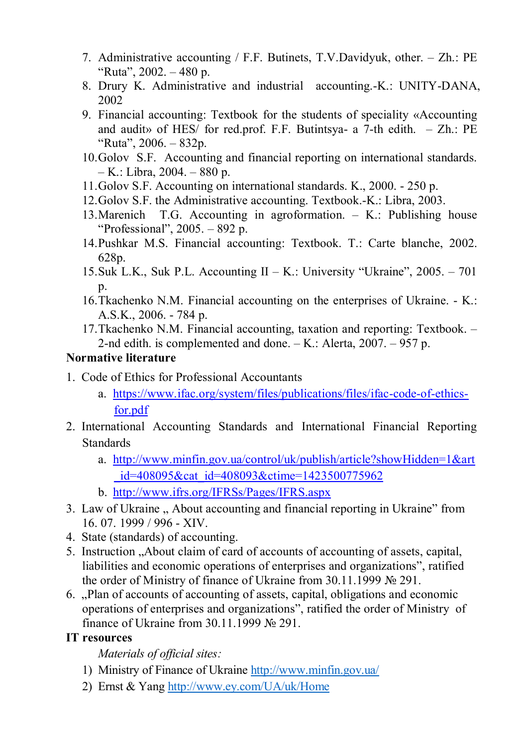7. Administrative accounting / F.F. Butinets, T.V.Davidyuk, other. – Zh.: PE "Ruta", 2002. – 480 p.
8. Drury K. Administrative and industrial accounting.-K.: UNITY-DANA, 2002
9. Financial accounting: Textbook for the students of speciality «Accounting and audit» of HES/ for red.prof. F.F. Butintsya- a 7-th edith. – Zh.: PE "Ruta", 2006. – 832p.
10. Golov S.F. Accounting and financial reporting on international standards. – K.: Libra, 2004. – 880 p.
11. Golov S.F. Accounting on international standards. K., 2000. - 250 p.
12. Golov S.F. the Administrative accounting. Textbook.-K.: Libra, 2003.
13. Marenich T.G. Accounting in agroformation. – K.: Publishing house "Professional", 2005. – 892 p.
14. Pushkar M.S. Financial accounting: Textbook. T.: Carte blanche, 2002. 628p.
15. Suk L.K., Suk P.L. Accounting II – K.: University "Ukraine", 2005. – 701 p.
16. Tkachenko N.M. Financial accounting on the enterprises of Ukraine. - K.: A.S.K., 2006. - 784 p.
17. Tkachenko N.M. Financial accounting, taxation and reporting: Textbook. – 2-nd edith. is complemented and done. – K.: Alerta, 2007. – 957 p.

**Normative literature**

1. Code of Ethics for Professional Accountants
   a. https://www.ifac.org/system/files/publications/files/ifac-code-of-ethics-for.pdf
2. International Accounting Standards and International Financial Reporting Standards
   a. http://www.minfin.gov.ua/control/uk/publish/article?showHidden=1&art_id=408095&cat_id=408093&ctime=1423500775962
   b. http://www.ifrs.org/IFRSs/Pages/IFRS.aspx
3. Law of Ukraine „ About accounting and financial reporting in Ukraine" from 16. 07. 1999 / 996 - XIV.
4. State (standards) of accounting.
5. Instruction „About claim of card of accounts of accounting of assets, capital, liabilities and economic operations of enterprises and organizations", ratified the order of Ministry of finance of Ukraine from 30.11.1999 № 291.
6. „Plan of accounts of accounting of assets, capital, obligations and economic operations of enterprises and organizations", ratified the order of Ministry of finance of Ukraine from 30.11.1999 № 291.

**IT resources**

*Materials of official sites:*

1) Ministry of Finance of Ukraine http://www.minfin.gov.ua/
2) Ernst & Yang http://www.ey.com/UA/uk/Home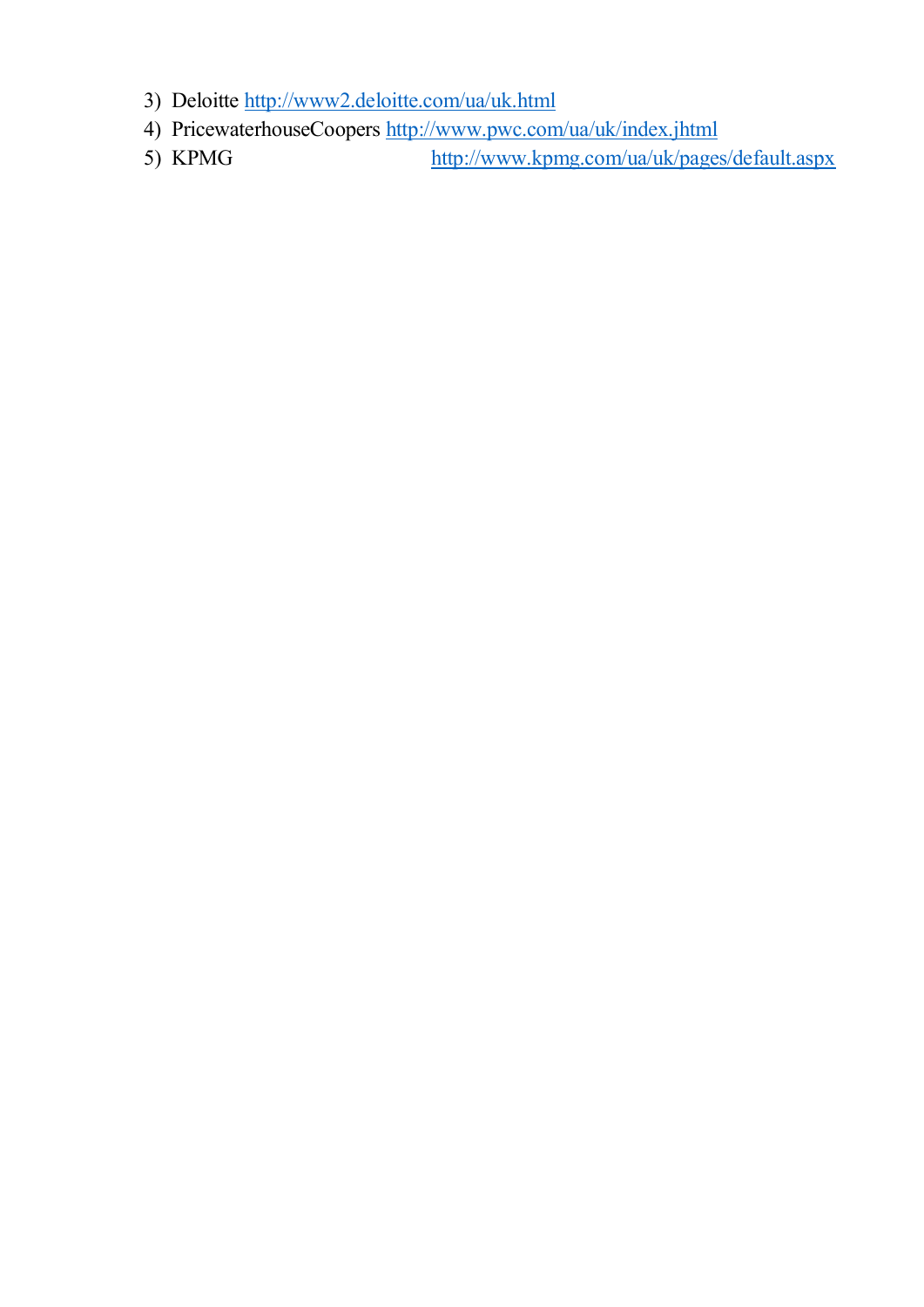3) Deloitte http://www2.deloitte.com/ua/uk.html
4) PricewaterhouseCoopers http://www.pwc.com/ua/uk/index.jhtml
5) KPMG http://www.kpmg.com/ua/uk/pages/default.aspx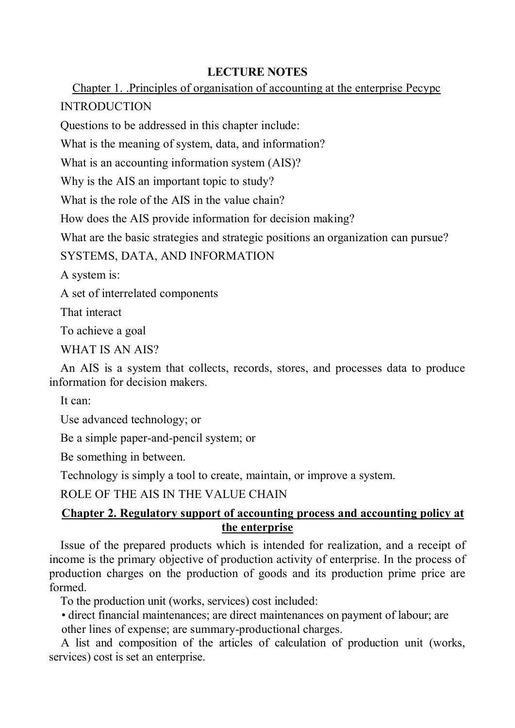**LECTURE NOTES**

Chapter 1. .Principles of organisation of accounting at the enterprise Ресурс

INTRODUCTION

Questions to be addressed in this chapter include:

What is the meaning of system, data, and information?

What is an accounting information system (AIS)?

Why is the AIS an important topic to study?

What is the role of the AIS in the value chain?

How does the AIS provide information for decision making?

What are the basic strategies and strategic positions an organization can pursue?

SYSTEMS, DATA, AND INFORMATION

A system is:

A set of interrelated components

That interact

To achieve a goal

WHAT IS AN AIS?

An AIS is a system that collects, records, stores, and processes data to produce information for decision makers.

It can:

Use advanced technology; or

Be a simple paper-and-pencil system; or

Be something in between.

Technology is simply a tool to create, maintain, or improve a system.

ROLE OF THE AIS IN THE VALUE CHAIN

**Chapter 2. Regulatory support of accounting process and accounting policy at the enterprise**

Issue of the prepared products which is intended for realization, and a receipt of income is the primary objective of production activity of enterprise. In the process of production charges on the production of goods and its production prime price are formed.

To the production unit (works, services) cost included:

• direct financial maintenances; are direct maintenances on payment of labour; are other lines of expense; are summary-productional charges.

A list and composition of the articles of calculation of production unit (works, services) cost is set an enterprise.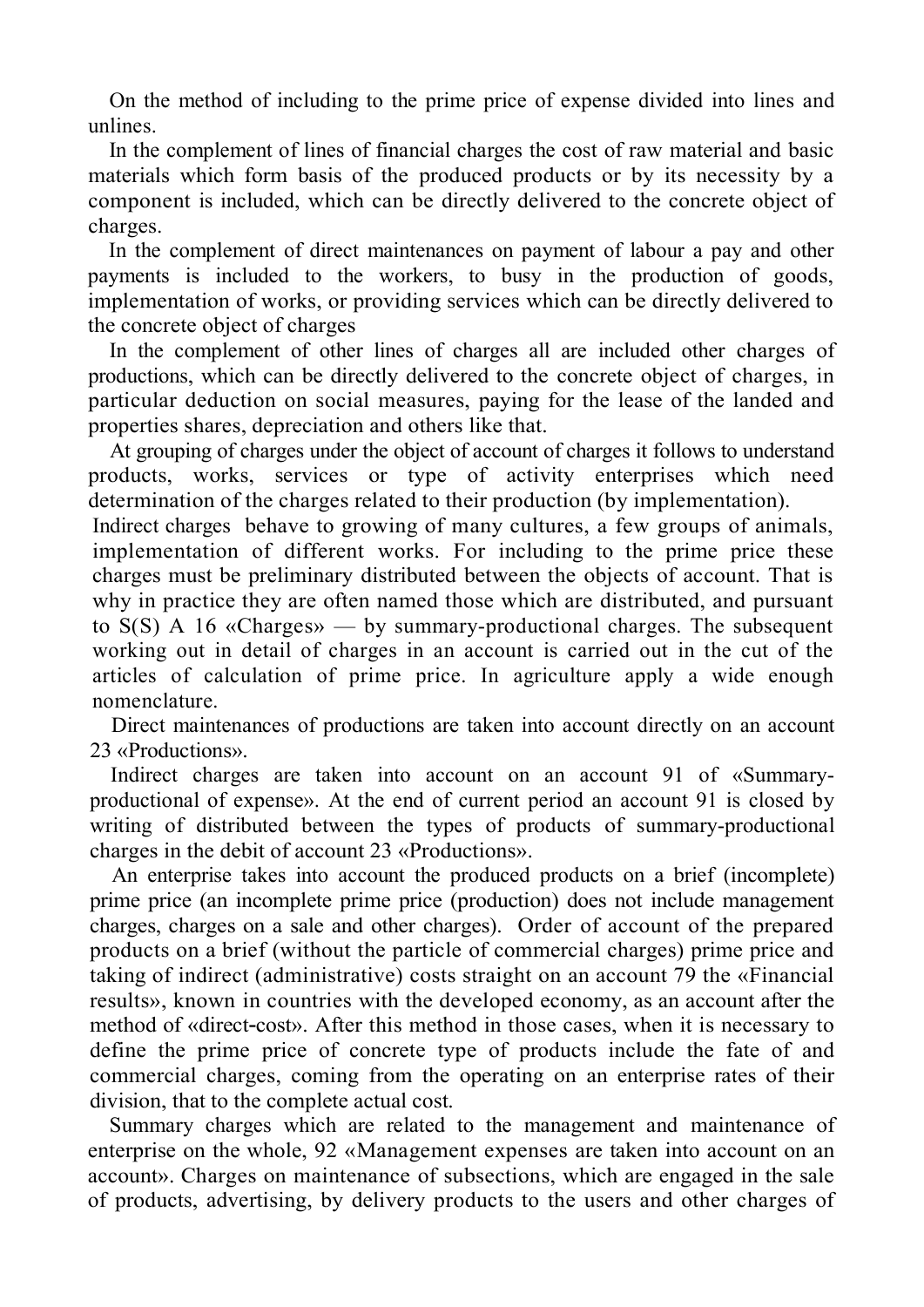On the method of including to the prime price of expense divided into lines and unlines.

In the complement of lines of financial charges the cost of raw material and basic materials which form basis of the produced products or by its necessity by a component is included, which can be directly delivered to the concrete object of charges.

In the complement of direct maintenances on payment of labour a pay and other payments is included to the workers, to busy in the production of goods, implementation of works, or providing services which can be directly delivered to the concrete object of charges

In the complement of other lines of charges all are included other charges of productions, which can be directly delivered to the concrete object of charges, in particular deduction on social measures, paying for the lease of the landed and properties shares, depreciation and others like that.

At grouping of charges under the object of account of charges it follows to understand products, works, services or type of activity enterprises which need determination of the charges related to their production (by implementation).

Indirect charges behave to growing of many cultures, a few groups of animals, implementation of different works. For including to the prime price these charges must be preliminary distributed between the objects of account. That is why in practice they are often named those which are distributed, and pursuant to S(S) A 16 «Charges» — by summary-productional charges. The subsequent working out in detail of charges in an account is carried out in the cut of the articles of calculation of prime price. In agriculture apply a wide enough nomenclature.

Direct maintenances of productions are taken into account directly on an account 23 «Productions».

Indirect charges are taken into account on an account 91 of «Summary-productional of expense». At the end of current period an account 91 is closed by writing of distributed between the types of products of summary-productional charges in the debit of account 23 «Productions».

An enterprise takes into account the produced products on a brief (incomplete) prime price (an incomplete prime price (production) does not include management charges, charges on a sale and other charges). Order of account of the prepared products on a brief (without the particle of commercial charges) prime price and taking of indirect (administrative) costs straight on an account 79 the «Financial results», known in countries with the developed economy, as an account after the method of «direct-cost». After this method in those cases, when it is necessary to define the prime price of concrete type of products include the fate of and commercial charges, coming from the operating on an enterprise rates of their division, that to the complete actual cost.

Summary charges which are related to the management and maintenance of enterprise on the whole, 92 «Management expenses are taken into account on an account». Charges on maintenance of subsections, which are engaged in the sale of products, advertising, by delivery products to the users and other charges of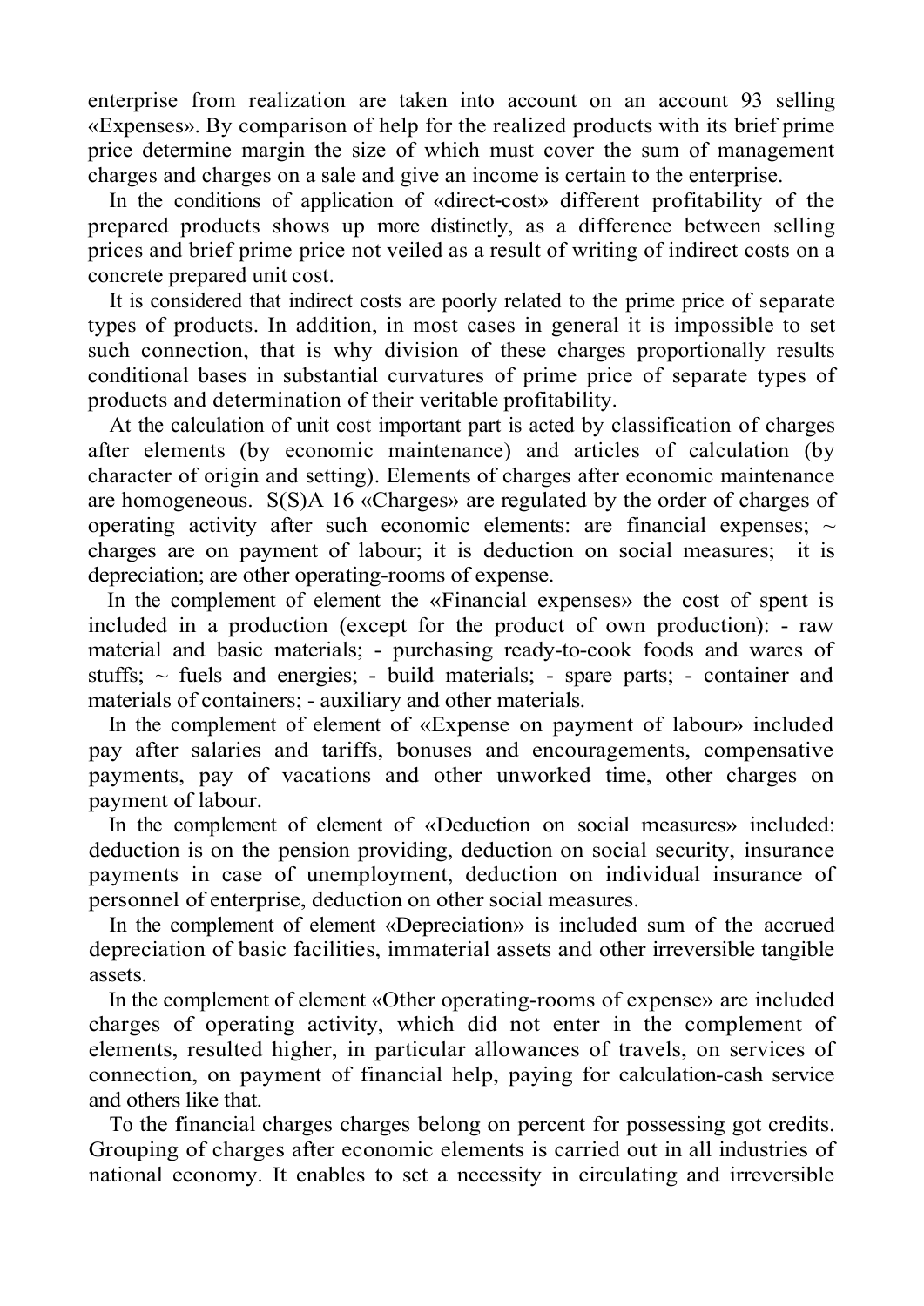enterprise from realization are taken into account on an account 93 selling «Expenses». By comparison of help for the realized products with its brief prime price determine margin the size of which must cover the sum of management charges and charges on a sale and give an income is certain to the enterprise.

In the conditions of application of «direct-cost» different profitability of the prepared products shows up more distinctly, as a difference between selling prices and brief prime price not veiled as a result of writing of indirect costs on a concrete prepared unit cost.

It is considered that indirect costs are poorly related to the prime price of separate types of products. In addition, in most cases in general it is impossible to set such connection, that is why division of these charges proportionally results conditional bases in substantial curvatures of prime price of separate types of products and determination of their veritable profitability.

At the calculation of unit cost important part is acted by classification of charges after elements (by economic maintenance) and articles of calculation (by character of origin and setting). Elements of charges after economic maintenance are homogeneous. S(S)A 16 «Charges» are regulated by the order of charges of operating activity after such economic elements: are financial expenses; ~ charges are on payment of labour; it is deduction on social measures; it is depreciation; are other operating-rooms of expense.

In the complement of element the «Financial expenses» the cost of spent is included in a production (except for the product of own production): - raw material and basic materials; - purchasing ready-to-cook foods and wares of stuffs; ~ fuels and energies; - build materials; - spare parts; - container and materials of containers; - auxiliary and other materials.

In the complement of element of «Expense on payment of labour» included pay after salaries and tariffs, bonuses and encouragements, compensative payments, pay of vacations and other unworked time, other charges on payment of labour.

In the complement of element of «Deduction on social measures» included: deduction is on the pension providing, deduction on social security, insurance payments in case of unemployment, deduction on individual insurance of personnel of enterprise, deduction on other social measures.

In the complement of element «Depreciation» is included sum of the accrued depreciation of basic facilities, immaterial assets and other irreversible tangible assets.

In the complement of element «Other operating-rooms of expense» are included charges of operating activity, which did not enter in the complement of elements, resulted higher, in particular allowances of travels, on services of connection, on payment of financial help, paying for calculation-cash service and others like that.

To the financial charges charges belong on percent for possessing got credits. Grouping of charges after economic elements is carried out in all industries of national economy. It enables to set a necessity in circulating and irreversible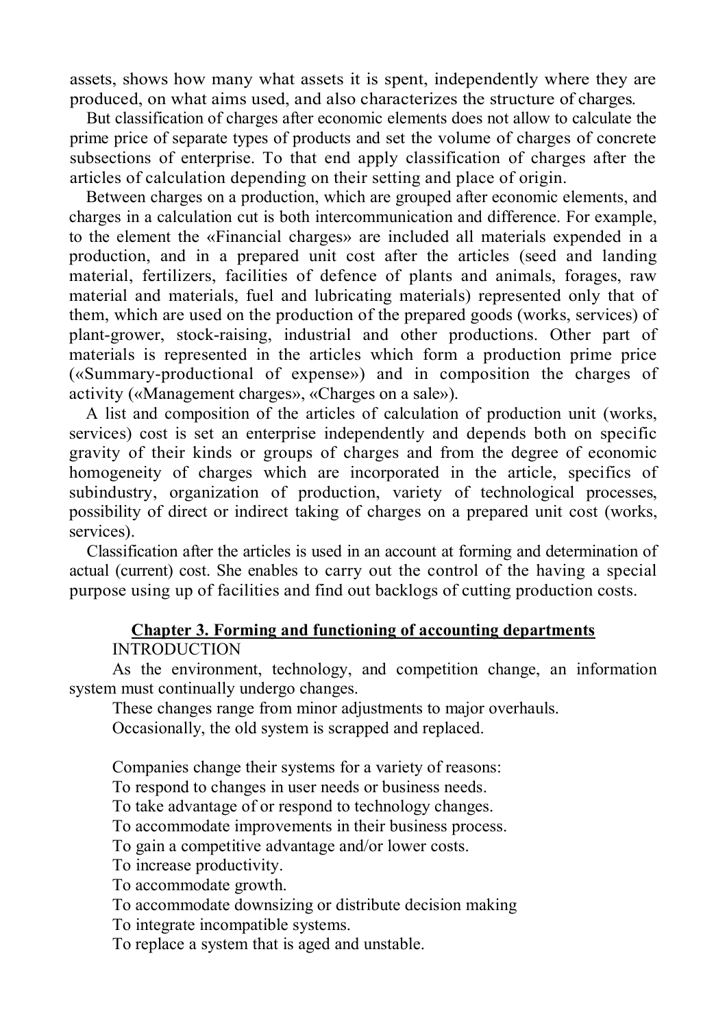assets, shows how many what assets it is spent, independently where they are produced, on what aims used, and also characterizes the structure of charges.

But classification of charges after economic elements does not allow to calculate the prime price of separate types of products and set the volume of charges of concrete subsections of enterprise. To that end apply classification of charges after the articles of calculation depending on their setting and place of origin.

Between charges on a production, which are grouped after economic elements, and charges in a calculation cut is both intercommunication and difference. For example, to the element the «Financial charges» are included all materials expended in a production, and in a prepared unit cost after the articles (seed and landing material, fertilizers, facilities of defence of plants and animals, forages, raw material and materials, fuel and lubricating materials) represented only that of them, which are used on the production of the prepared goods (works, services) of plant-grower, stock-raising, industrial and other productions. Other part of materials is represented in the articles which form a production prime price («Summary-productional of expense») and in composition the charges of activity («Management charges», «Charges on a sale»).

A list and composition of the articles of calculation of production unit (works, services) cost is set an enterprise independently and depends both on specific gravity of their kinds or groups of charges and from the degree of economic homogeneity of charges which are incorporated in the article, specifics of subindustry, organization of production, variety of technological processes, possibility of direct or indirect taking of charges on a prepared unit cost (works, services).

Classification after the articles is used in an account at forming and determination of actual (current) cost. She enables to carry out the control of the having a special purpose using up of facilities and find out backlogs of cutting production costs.

## Chapter 3. Forming and functioning of accounting departments

INTRODUCTION

As the environment, technology, and competition change, an information system must continually undergo changes.

These changes range from minor adjustments to major overhauls.

Occasionally, the old system is scrapped and replaced.

Companies change their systems for a variety of reasons:

To respond to changes in user needs or business needs.

To take advantage of or respond to technology changes.

To accommodate improvements in their business process.

To gain a competitive advantage and/or lower costs.

To increase productivity.

To accommodate growth.

To accommodate downsizing or distribute decision making

To integrate incompatible systems.

To replace a system that is aged and unstable.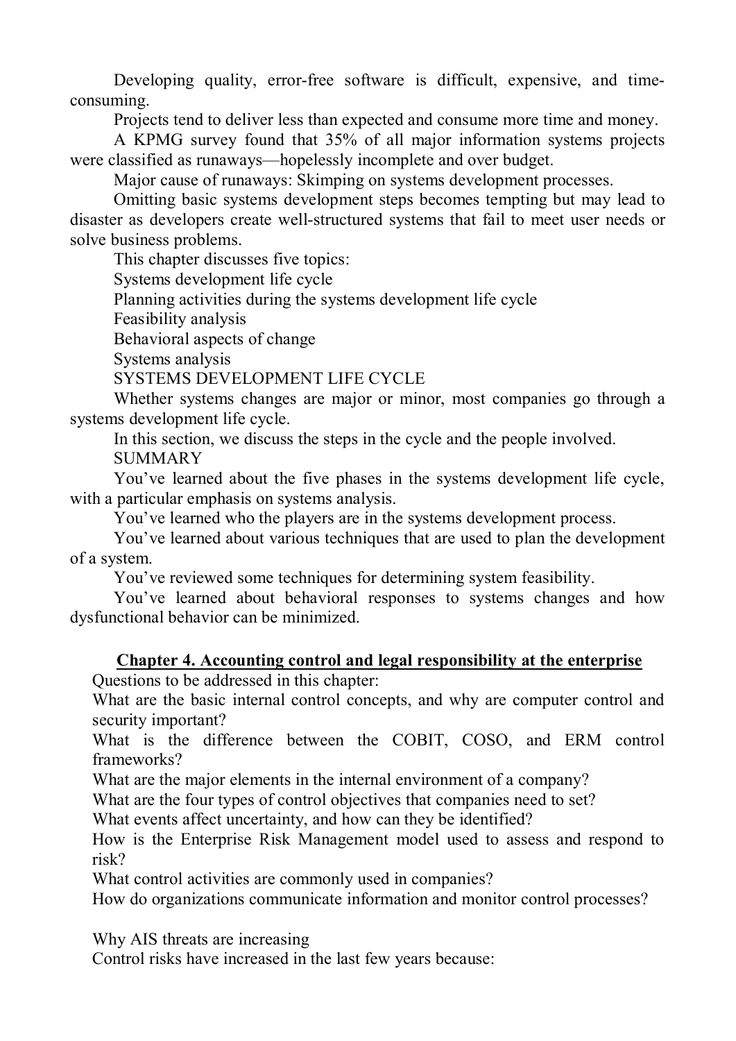Developing quality, error-free software is difficult, expensive, and time-consuming.

Projects tend to deliver less than expected and consume more time and money.

A KPMG survey found that 35% of all major information systems projects were classified as runaways—hopelessly incomplete and over budget.

Major cause of runaways: Skimping on systems development processes.

Omitting basic systems development steps becomes tempting but may lead to disaster as developers create well-structured systems that fail to meet user needs or solve business problems.

This chapter discusses five topics:

Systems development life cycle

Planning activities during the systems development life cycle

Feasibility analysis

Behavioral aspects of change

Systems analysis

SYSTEMS DEVELOPMENT LIFE CYCLE

Whether systems changes are major or minor, most companies go through a systems development life cycle.

In this section, we discuss the steps in the cycle and the people involved.

SUMMARY

You've learned about the five phases in the systems development life cycle, with a particular emphasis on systems analysis.

You've learned who the players are in the systems development process.

You've learned about various techniques that are used to plan the development of a system.

You've reviewed some techniques for determining system feasibility.

You've learned about behavioral responses to systems changes and how dysfunctional behavior can be minimized.

## Chapter 4. Accounting control and legal responsibility at the enterprise

Questions to be addressed in this chapter:

What are the basic internal control concepts, and why are computer control and security important?

What is the difference between the COBIT, COSO, and ERM control frameworks?

What are the major elements in the internal environment of a company?

What are the four types of control objectives that companies need to set?

What events affect uncertainty, and how can they be identified?

How is the Enterprise Risk Management model used to assess and respond to risk?

What control activities are commonly used in companies?

How do organizations communicate information and monitor control processes?

Why AIS threats are increasing

Control risks have increased in the last few years because: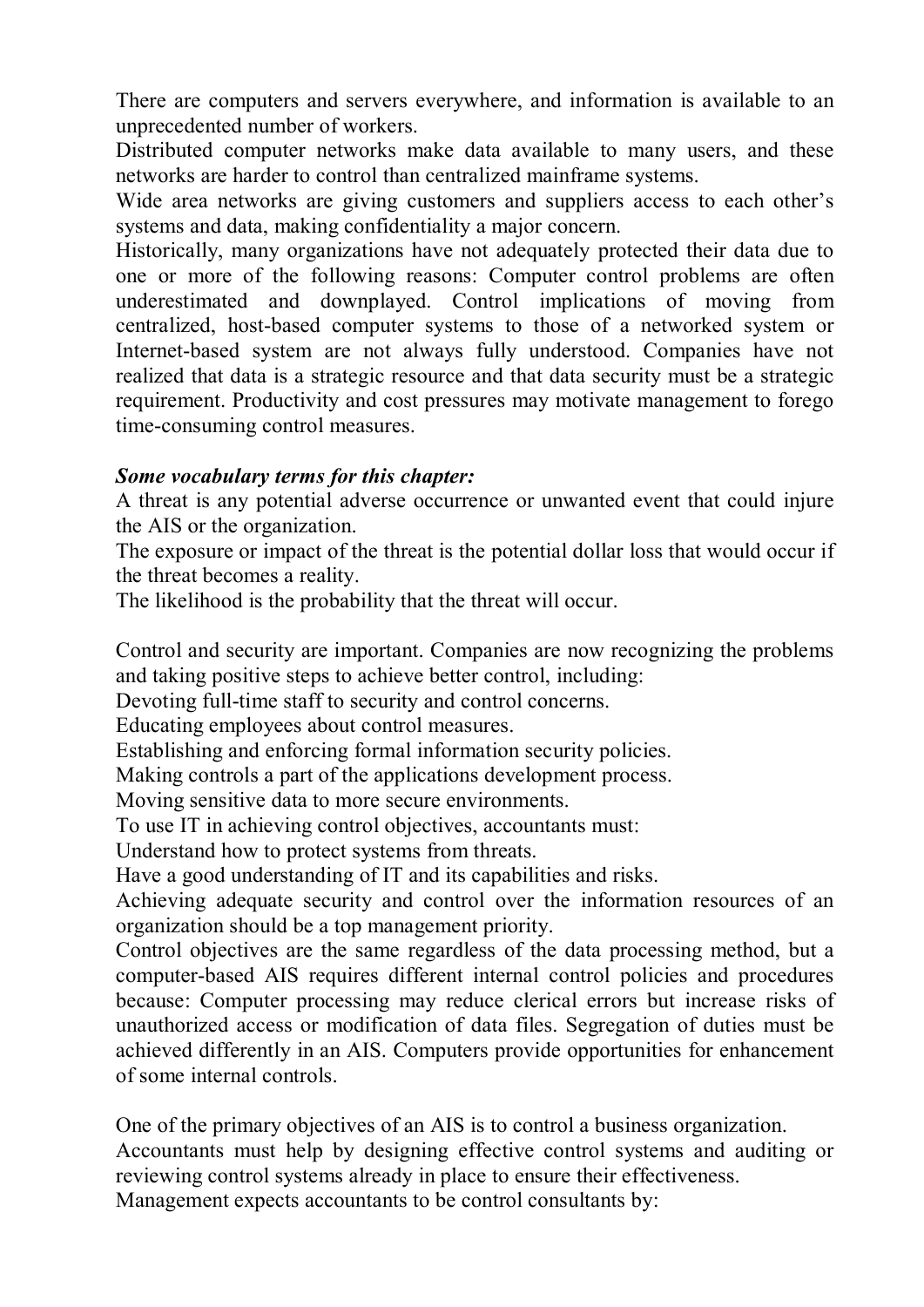There are computers and servers everywhere, and information is available to an unprecedented number of workers.

Distributed computer networks make data available to many users, and these networks are harder to control than centralized mainframe systems.

Wide area networks are giving customers and suppliers access to each other's systems and data, making confidentiality a major concern.

Historically, many organizations have not adequately protected their data due to one or more of the following reasons: Computer control problems are often underestimated and downplayed. Control implications of moving from centralized, host-based computer systems to those of a networked system or Internet-based system are not always fully understood. Companies have not realized that data is a strategic resource and that data security must be a strategic requirement. Productivity and cost pressures may motivate management to forego time-consuming control measures.

***Some vocabulary terms for this chapter:***

A threat is any potential adverse occurrence or unwanted event that could injure the AIS or the organization.

The exposure or impact of the threat is the potential dollar loss that would occur if the threat becomes a reality.

The likelihood is the probability that the threat will occur.

Control and security are important. Companies are now recognizing the problems and taking positive steps to achieve better control, including:

Devoting full-time staff to security and control concerns.

Educating employees about control measures.

Establishing and enforcing formal information security policies.

Making controls a part of the applications development process.

Moving sensitive data to more secure environments.

To use IT in achieving control objectives, accountants must:

Understand how to protect systems from threats.

Have a good understanding of IT and its capabilities and risks.

Achieving adequate security and control over the information resources of an organization should be a top management priority.

Control objectives are the same regardless of the data processing method, but a computer-based AIS requires different internal control policies and procedures because: Computer processing may reduce clerical errors but increase risks of unauthorized access or modification of data files. Segregation of duties must be achieved differently in an AIS. Computers provide opportunities for enhancement of some internal controls.

One of the primary objectives of an AIS is to control a business organization.

Accountants must help by designing effective control systems and auditing or reviewing control systems already in place to ensure their effectiveness.

Management expects accountants to be control consultants by: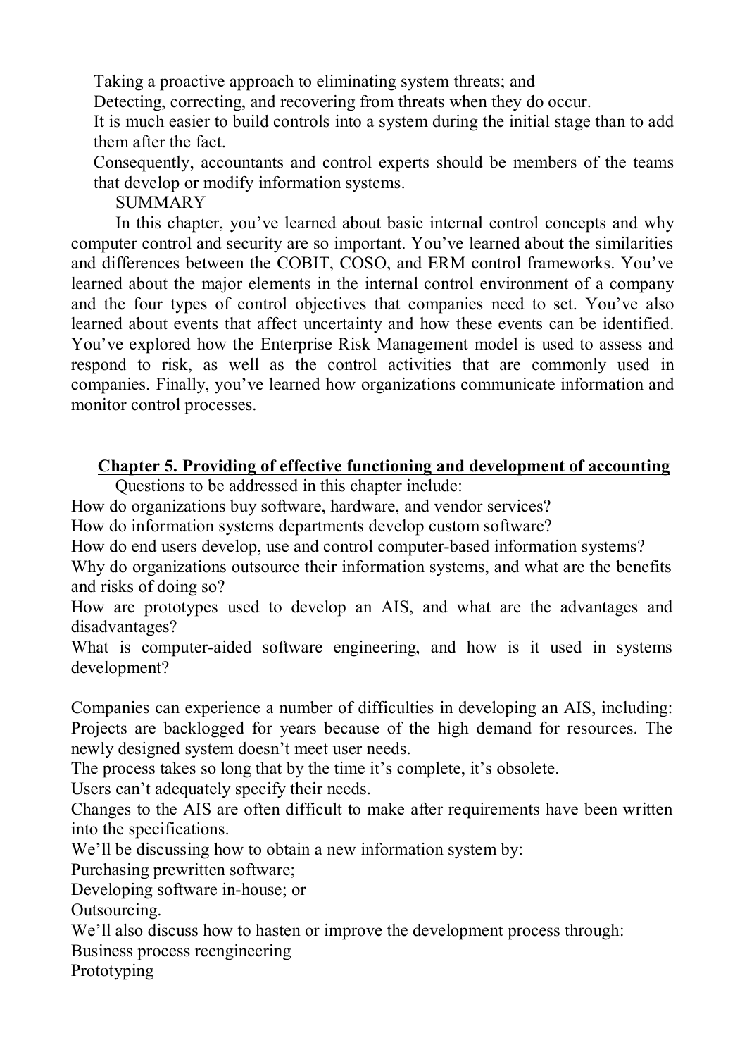Taking a proactive approach to eliminating system threats; and

Detecting, correcting, and recovering from threats when they do occur.

It is much easier to build controls into a system during the initial stage than to add them after the fact.

Consequently, accountants and control experts should be members of the teams that develop or modify information systems.

SUMMARY

In this chapter, you've learned about basic internal control concepts and why computer control and security are so important. You've learned about the similarities and differences between the COBIT, COSO, and ERM control frameworks. You've learned about the major elements in the internal control environment of a company and the four types of control objectives that companies need to set. You've also learned about events that affect uncertainty and how these events can be identified. You've explored how the Enterprise Risk Management model is used to assess and respond to risk, as well as the control activities that are commonly used in companies. Finally, you've learned how organizations communicate information and monitor control processes.

## Chapter 5. Providing of effective functioning and development of accounting

Questions to be addressed in this chapter include:

How do organizations buy software, hardware, and vendor services?

How do information systems departments develop custom software?

How do end users develop, use and control computer-based information systems?

Why do organizations outsource their information systems, and what are the benefits and risks of doing so?

How are prototypes used to develop an AIS, and what are the advantages and disadvantages?

What is computer-aided software engineering, and how is it used in systems development?

Companies can experience a number of difficulties in developing an AIS, including:

Projects are backlogged for years because of the high demand for resources. The newly designed system doesn't meet user needs.

The process takes so long that by the time it's complete, it's obsolete.

Users can't adequately specify their needs.

Changes to the AIS are often difficult to make after requirements have been written into the specifications.

We'll be discussing how to obtain a new information system by:

Purchasing prewritten software;

Developing software in-house; or

Outsourcing.

We'll also discuss how to hasten or improve the development process through:

Business process reengineering

Prototyping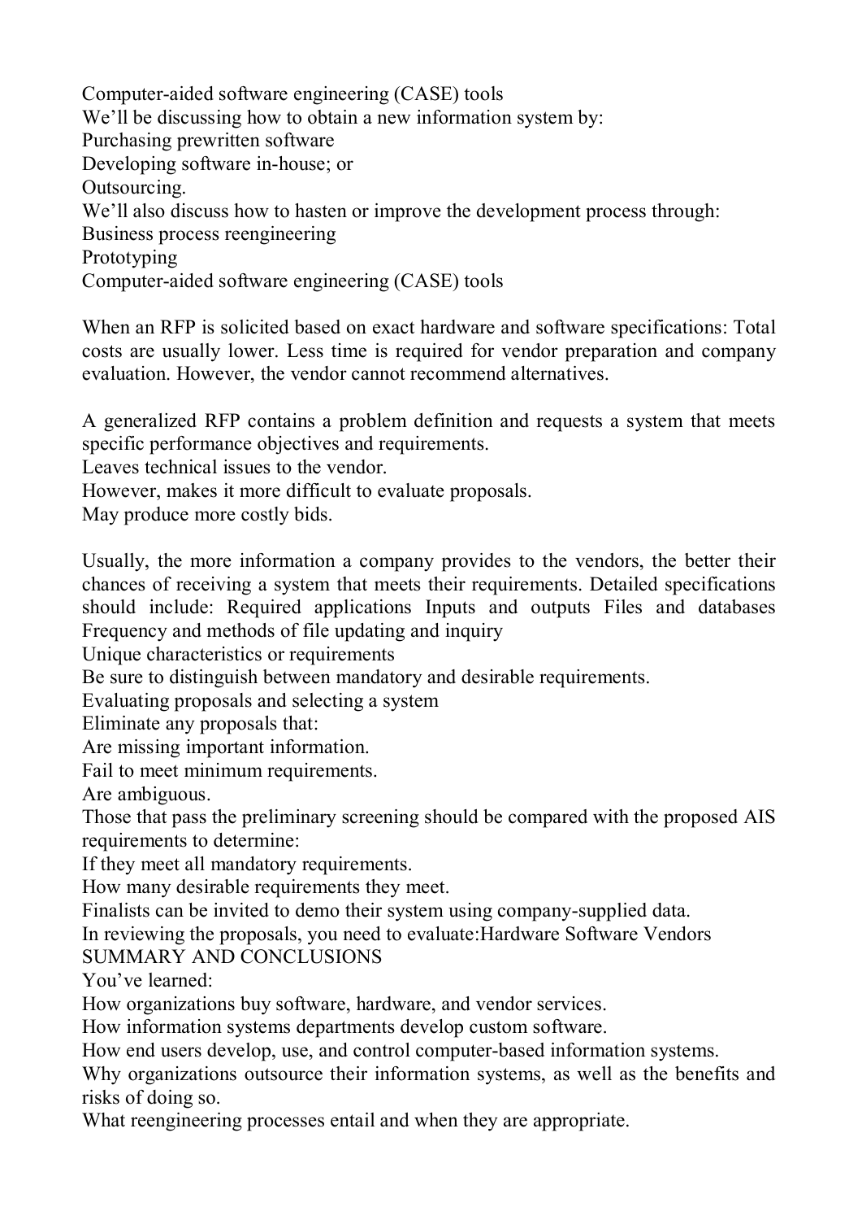Computer-aided software engineering (CASE) tools

We'll be discussing how to obtain a new information system by:

Purchasing prewritten software

Developing software in-house; or

Outsourcing.

We'll also discuss how to hasten or improve the development process through:

Business process reengineering

Prototyping

Computer-aided software engineering (CASE) tools

When an RFP is solicited based on exact hardware and software specifications: Total costs are usually lower. Less time is required for vendor preparation and company evaluation. However, the vendor cannot recommend alternatives.

A generalized RFP contains a problem definition and requests a system that meets specific performance objectives and requirements.

Leaves technical issues to the vendor.

However, makes it more difficult to evaluate proposals.

May produce more costly bids.

Usually, the more information a company provides to the vendors, the better their chances of receiving a system that meets their requirements. Detailed specifications should include: Required applications Inputs and outputs Files and databases Frequency and methods of file updating and inquiry

Unique characteristics or requirements

Be sure to distinguish between mandatory and desirable requirements.

Evaluating proposals and selecting a system

Eliminate any proposals that:

Are missing important information.

Fail to meet minimum requirements.

Are ambiguous.

Those that pass the preliminary screening should be compared with the proposed AIS requirements to determine:

If they meet all mandatory requirements.

How many desirable requirements they meet.

Finalists can be invited to demo their system using company-supplied data.

In reviewing the proposals, you need to evaluate:Hardware Software Vendors

SUMMARY AND CONCLUSIONS

You've learned:

How organizations buy software, hardware, and vendor services.

How information systems departments develop custom software.

How end users develop, use, and control computer-based information systems.

Why organizations outsource their information systems, as well as the benefits and risks of doing so.

What reengineering processes entail and when they are appropriate.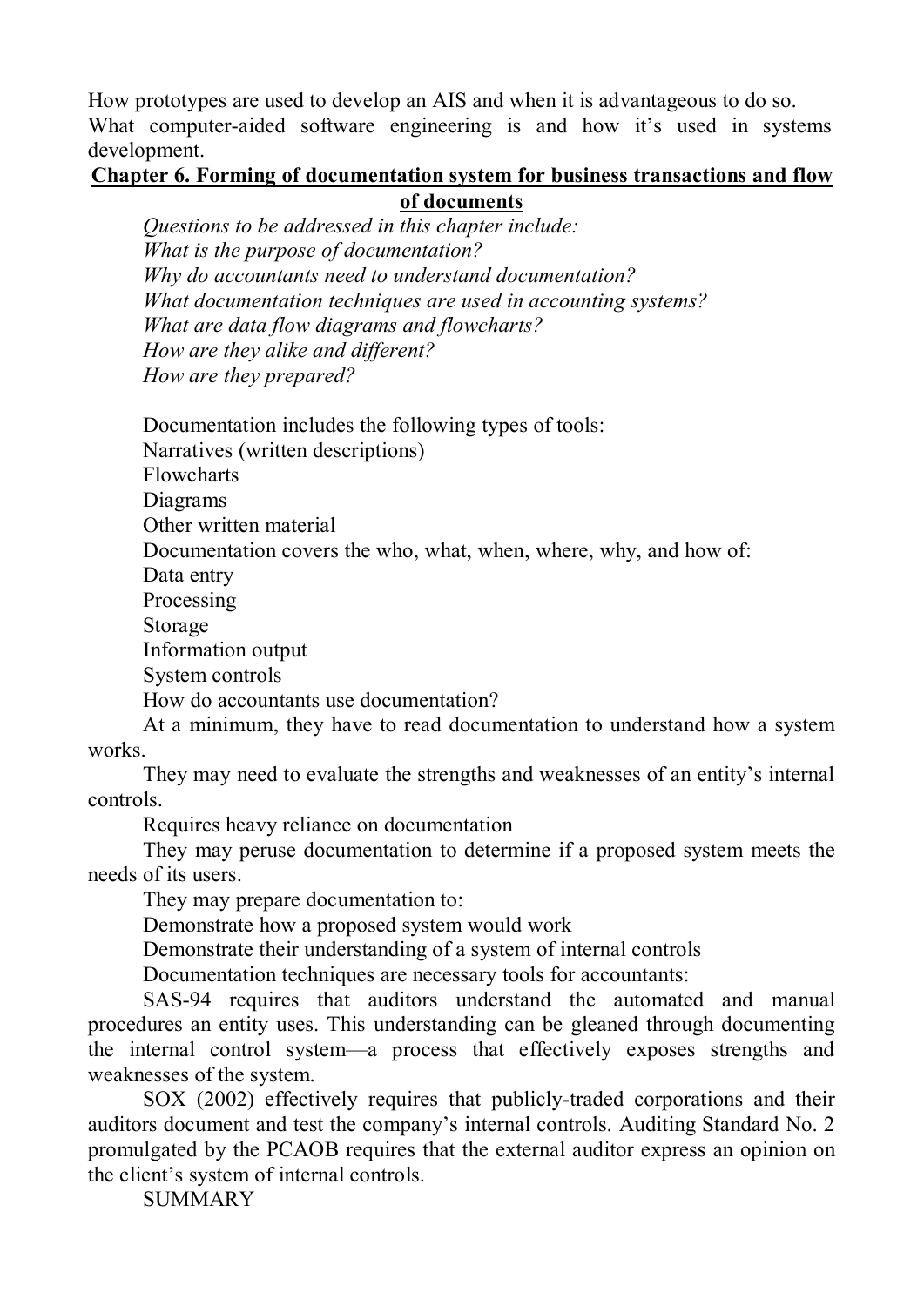How prototypes are used to develop an AIS and when it is advantageous to do so.
What computer-aided software engineering is and how it's used in systems development.

## Chapter 6. Forming of documentation system for business transactions and flow of documents

*Questions to be addressed in this chapter include:*
*What is the purpose of documentation?*
*Why do accountants need to understand documentation?*
*What documentation techniques are used in accounting systems?*
*What are data flow diagrams and flowcharts?*
*How are they alike and different?*
*How are they prepared?*

Documentation includes the following types of tools:
Narratives (written descriptions)
Flowcharts
Diagrams
Other written material
Documentation covers the who, what, when, where, why, and how of:
Data entry
Processing
Storage
Information output
System controls
How do accountants use documentation?
At a minimum, they have to read documentation to understand how a system works.
They may need to evaluate the strengths and weaknesses of an entity's internal controls.
Requires heavy reliance on documentation
They may peruse documentation to determine if a proposed system meets the needs of its users.
They may prepare documentation to:
Demonstrate how a proposed system would work
Demonstrate their understanding of a system of internal controls
Documentation techniques are necessary tools for accountants:
SAS-94 requires that auditors understand the automated and manual procedures an entity uses. This understanding can be gleaned through documenting the internal control system—a process that effectively exposes strengths and weaknesses of the system.
SOX (2002) effectively requires that publicly-traded corporations and their auditors document and test the company's internal controls. Auditing Standard No. 2 promulgated by the PCAOB requires that the external auditor express an opinion on the client's system of internal controls.
SUMMARY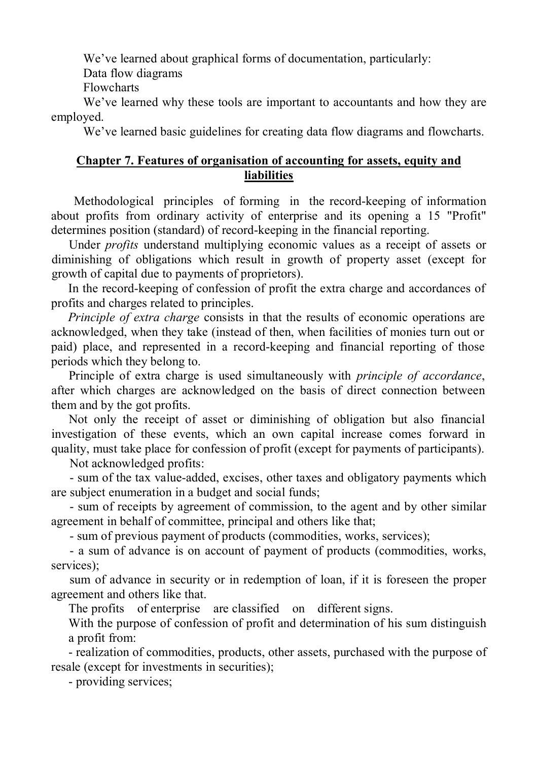We've learned about graphical forms of documentation, particularly:

Data flow diagrams

Flowcharts

We've learned why these tools are important to accountants and how they are employed.

We've learned basic guidelines for creating data flow diagrams and flowcharts.

## Chapter 7. Features of organisation of accounting for assets, equity and liabilities

Methodological principles of forming in the record-keeping of information about profits from ordinary activity of enterprise and its opening a 15 "Profit" determines position (standard) of record-keeping in the financial reporting.

Under *profits* understand multiplying economic values as a receipt of assets or diminishing of obligations which result in growth of property asset (except for growth of capital due to payments of proprietors).

In the record-keeping of confession of profit the extra charge and accordances of profits and charges related to principles.

*Principle of extra charge* consists in that the results of economic operations are acknowledged, when they take (instead of then, when facilities of monies turn out or paid) place, and represented in a record-keeping and financial reporting of those periods which they belong to.

Principle of extra charge is used simultaneously with *principle of accordance*, after which charges are acknowledged on the basis of direct connection between them and by the got profits.

Not only the receipt of asset or diminishing of obligation but also financial investigation of these events, which an own capital increase comes forward in quality, must take place for confession of profit (except for payments of participants).

Not acknowledged profits:

- sum of the tax value-added, excises, other taxes and obligatory payments which are subject enumeration in a budget and social funds;
- sum of receipts by agreement of commission, to the agent and by other similar agreement in behalf of committee, principal and others like that;
- sum of previous payment of products (commodities, works, services);
- a sum of advance is on account of payment of products (commodities, works, services);

sum of advance in security or in redemption of loan, if it is foreseen the proper agreement and others like that.

The profits of enterprise are classified on different signs.

With the purpose of confession of profit and determination of his sum distinguish a profit from:

- realization of commodities, products, other assets, purchased with the purpose of resale (except for investments in securities);
- providing services;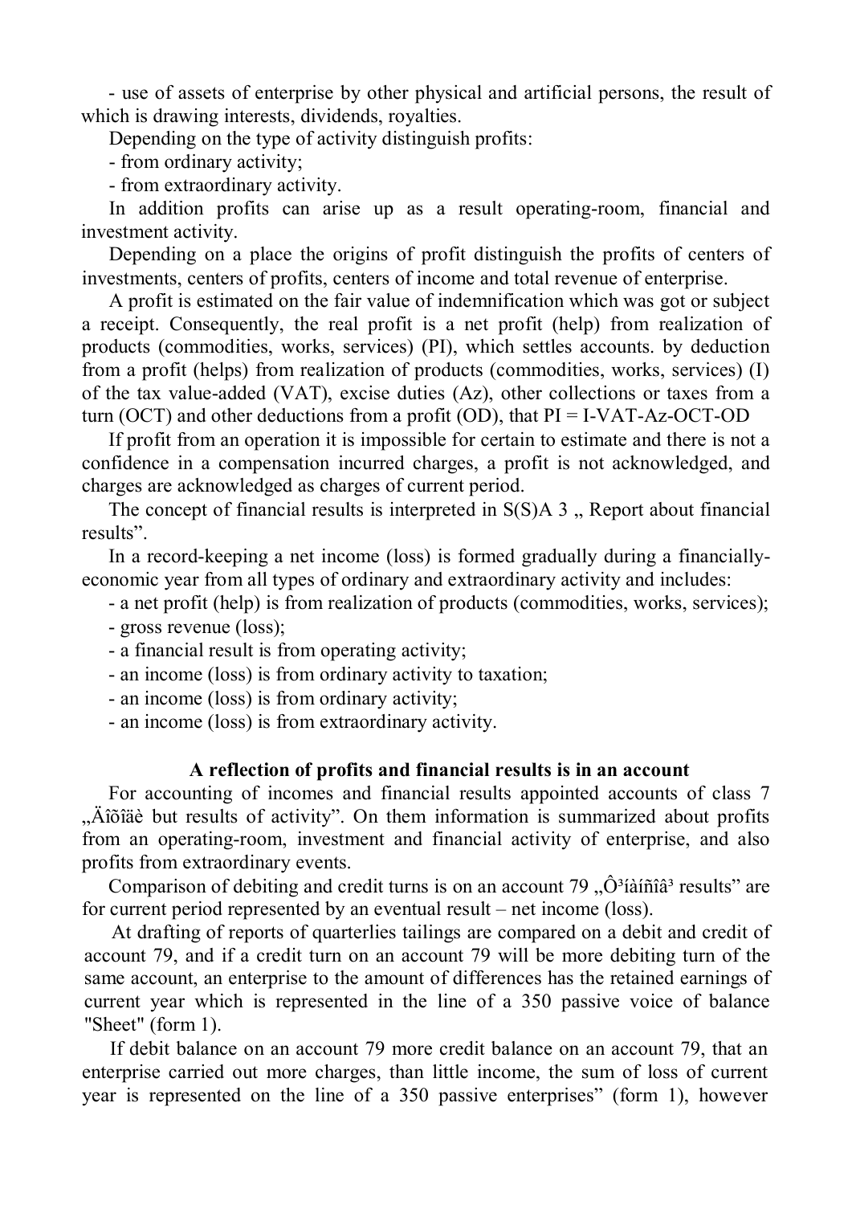- use of assets of enterprise by other physical and artificial persons, the result of which is drawing interests, dividends, royalties.

Depending on the type of activity distinguish profits:

- from ordinary activity;
- from extraordinary activity.

In addition profits can arise up as a result operating-room, financial and investment activity.

Depending on a place the origins of profit distinguish the profits of centers of investments, centers of profits, centers of income and total revenue of enterprise.

A profit is estimated on the fair value of indemnification which was got or subject a receipt. Consequently, the real profit is a net profit (help) from realization of products (commodities, works, services) (PI), which settles accounts. by deduction from a profit (helps) from realization of products (commodities, works, services) (I) of the tax value-added (VAT), excise duties (Az), other collections or taxes from a turn (OCT) and other deductions from a profit (OD), that PI = I-VAT-Az-OCT-OD

If profit from an operation it is impossible for certain to estimate and there is not a confidence in a compensation incurred charges, a profit is not acknowledged, and charges are acknowledged as charges of current period.

The concept of financial results is interpreted in S(S)A 3 „ Report about financial results".

In a record-keeping a net income (loss) is formed gradually during a financially-economic year from all types of ordinary and extraordinary activity and includes:

- a net profit (help) is from realization of products (commodities, works, services);
- gross revenue (loss);
- a financial result is from operating activity;
- an income (loss) is from ordinary activity to taxation;
- an income (loss) is from ordinary activity;
- an income (loss) is from extraordinary activity.

**A reflection of profits and financial results is in an account**

For accounting of incomes and financial results appointed accounts of class 7 „Äîõîäè but results of activity". On them information is summarized about profits from an operating-room, investment and financial activity of enterprise, and also profits from extraordinary events.

Comparison of debiting and credit turns is on an account 79 „Ô³íàíñîâ³ results" are for current period represented by an eventual result – net income (loss).

At drafting of reports of quarterlies tailings are compared on a debit and credit of account 79, and if a credit turn on an account 79 will be more debiting turn of the same account, an enterprise to the amount of differences has the retained earnings of current year which is represented in the line of a 350 passive voice of balance "Sheet" (form 1).

If debit balance on an account 79 more credit balance on an account 79, that an enterprise carried out more charges, than little income, the sum of loss of current year is represented on the line of a 350 passive enterprises" (form 1), however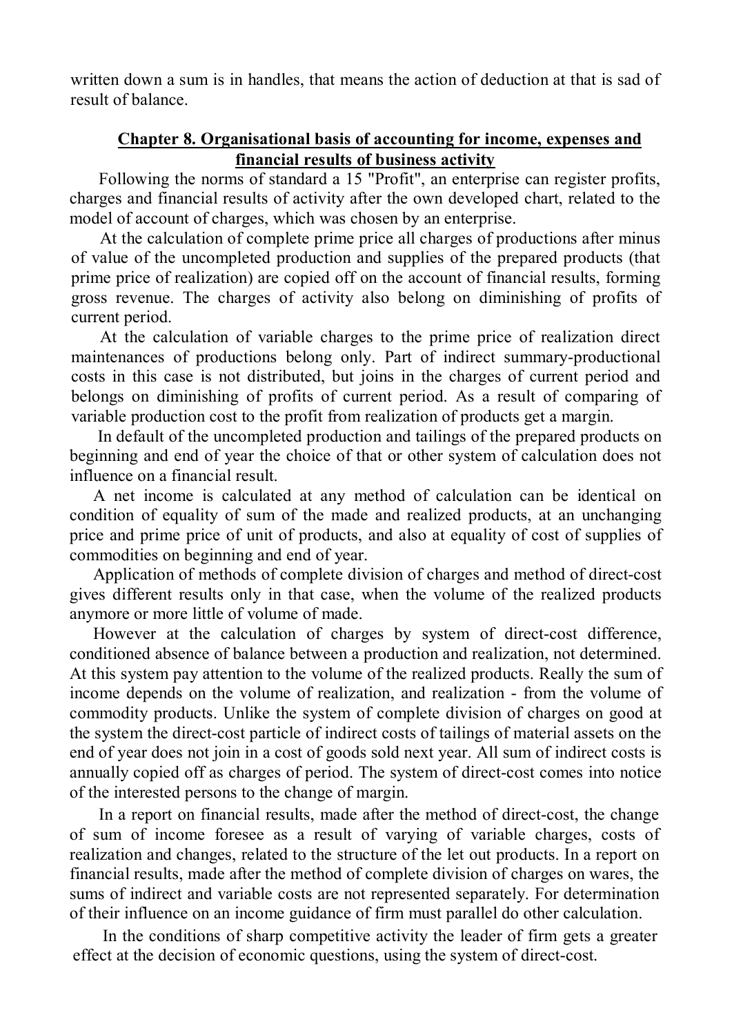written down a sum is in handles, that means the action of deduction at that is sad of result of balance.

## Chapter 8. Organisational basis of accounting for income, expenses and financial results of business activity

Following the norms of standard a 15 "Profit", an enterprise can register profits, charges and financial results of activity after the own developed chart, related to the model of account of charges, which was chosen by an enterprise.

At the calculation of complete prime price all charges of productions after minus of value of the uncompleted production and supplies of the prepared products (that prime price of realization) are copied off on the account of financial results, forming gross revenue. The charges of activity also belong on diminishing of profits of current period.

At the calculation of variable charges to the prime price of realization direct maintenances of productions belong only. Part of indirect summary-productional costs in this case is not distributed, but joins in the charges of current period and belongs on diminishing of profits of current period. As a result of comparing of variable production cost to the profit from realization of products get a margin.

In default of the uncompleted production and tailings of the prepared products on beginning and end of year the choice of that or other system of calculation does not influence on a financial result.

A net income is calculated at any method of calculation can be identical on condition of equality of sum of the made and realized products, at an unchanging price and prime price of unit of products, and also at equality of cost of supplies of commodities on beginning and end of year.

Application of methods of complete division of charges and method of direct-cost gives different results only in that case, when the volume of the realized products anymore or more little of volume of made.

However at the calculation of charges by system of direct-cost difference, conditioned absence of balance between a production and realization, not determined. At this system pay attention to the volume of the realized products. Really the sum of income depends on the volume of realization, and realization - from the volume of commodity products. Unlike the system of complete division of charges on good at the system the direct-cost particle of indirect costs of tailings of material assets on the end of year does not join in a cost of goods sold next year. All sum of indirect costs is annually copied off as charges of period. The system of direct-cost comes into notice of the interested persons to the change of margin.

In a report on financial results, made after the method of direct-cost, the change of sum of income foresee as a result of varying of variable charges, costs of realization and changes, related to the structure of the let out products. In a report on financial results, made after the method of complete division of charges on wares, the sums of indirect and variable costs are not represented separately. For determination of their influence on an income guidance of firm must parallel do other calculation.

In the conditions of sharp competitive activity the leader of firm gets a greater effect at the decision of economic questions, using the system of direct-cost.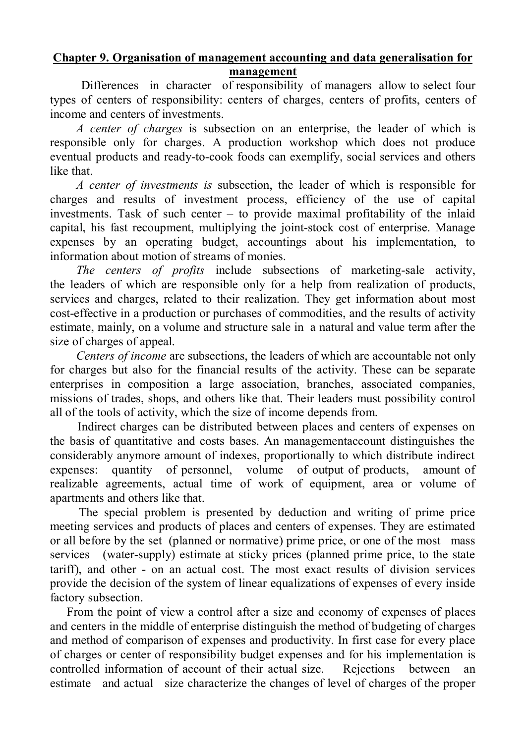## **Chapter 9. Organisation of management accounting and data generalisation for management**

Differences in character of responsibility of managers allow to select four types of centers of responsibility: centers of charges, centers of profits, centers of income and centers of investments.

*A center of charges* is subsection on an enterprise, the leader of which is responsible only for charges. A production workshop which does not produce eventual products and ready-to-cook foods can exemplify, social services and others like that.

*A center of investments is* subsection, the leader of which is responsible for charges and results of investment process, efficiency of the use of capital investments. Task of such center – to provide maximal profitability of the inlaid capital, his fast recoupment, multiplying the joint-stock cost of enterprise. Manage expenses by an operating budget, accountings about his implementation, to information about motion of streams of monies.

*The centers of profits* include subsections of marketing-sale activity, the leaders of which are responsible only for a help from realization of products, services and charges, related to their realization. They get information about most cost-effective in a production or purchases of commodities, and the results of activity estimate, mainly, on a volume and structure sale in a natural and value term after the size of charges of appeal.

*Centers of income* are subsections, the leaders of which are accountable not only for charges but also for the financial results of the activity. These can be separate enterprises in composition a large association, branches, associated companies, missions of trades, shops, and others like that. Their leaders must possibility control all of the tools of activity, which the size of income depends from.

Indirect charges can be distributed between places and centers of expenses on the basis of quantitative and costs bases. An managementaccount distinguishes the considerably anymore amount of indexes, proportionally to which distribute indirect expenses: quantity of personnel, volume of output of products, amount of realizable agreements, actual time of work of equipment, area or volume of apartments and others like that.

The special problem is presented by deduction and writing of prime price meeting services and products of places and centers of expenses. They are estimated or all before by the set (planned or normative) prime price, or one of the most mass services (water-supply) estimate at sticky prices (planned prime price, to the state tariff), and other - on an actual cost. The most exact results of division services provide the decision of the system of linear equalizations of expenses of every inside factory subsection.

From the point of view a control after a size and economy of expenses of places and centers in the middle of enterprise distinguish the method of budgeting of charges and method of comparison of expenses and productivity. In first case for every place of charges or center of responsibility budget expenses and for his implementation is controlled information of account of their actual size. Rejections between an estimate and actual size characterize the changes of level of charges of the proper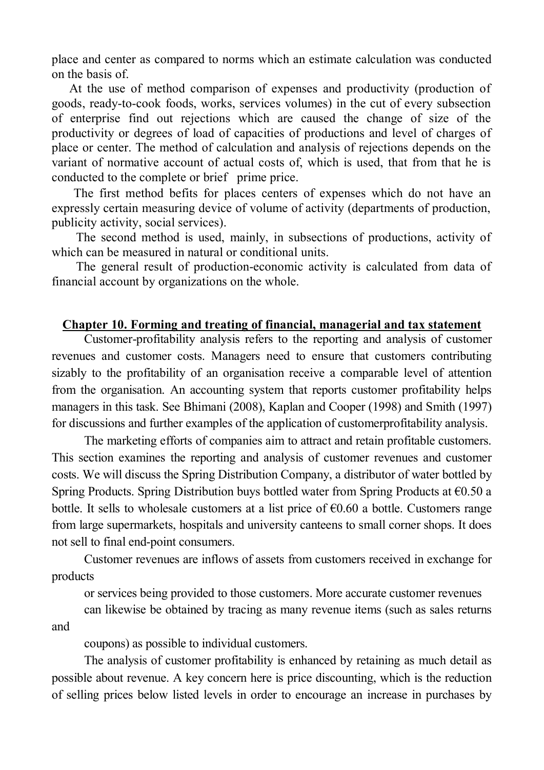place and center as compared to norms which an estimate calculation was conducted on the basis of.

At the use of method comparison of expenses and productivity (production of goods, ready-to-cook foods, works, services volumes) in the cut of every subsection of enterprise find out rejections which are caused the change of size of the productivity or degrees of load of capacities of productions and level of charges of place or center. The method of calculation and analysis of rejections depends on the variant of normative account of actual costs of, which is used, that from that he is conducted to the complete or brief prime price.

The first method befits for places centers of expenses which do not have an expressly certain measuring device of volume of activity (departments of production, publicity activity, social services).

The second method is used, mainly, in subsections of productions, activity of which can be measured in natural or conditional units.

The general result of production-economic activity is calculated from data of financial account by organizations on the whole.

## Chapter 10. Forming and treating of financial, managerial and tax statement

Customer-profitability analysis refers to the reporting and analysis of customer revenues and customer costs. Managers need to ensure that customers contributing sizably to the profitability of an organisation receive a comparable level of attention from the organisation. An accounting system that reports customer profitability helps managers in this task. See Bhimani (2008), Kaplan and Cooper (1998) and Smith (1997) for discussions and further examples of the application of customerprofitability analysis.

The marketing efforts of companies aim to attract and retain profitable customers. This section examines the reporting and analysis of customer revenues and customer costs. We will discuss the Spring Distribution Company, a distributor of water bottled by Spring Products. Spring Distribution buys bottled water from Spring Products at €0.50 a bottle. It sells to wholesale customers at a list price of €0.60 a bottle. Customers range from large supermarkets, hospitals and university canteens to small corner shops. It does not sell to final end-point consumers.

Customer revenues are inflows of assets from customers received in exchange for products

or services being provided to those customers. More accurate customer revenues

can likewise be obtained by tracing as many revenue items (such as sales returns and

coupons) as possible to individual customers.

The analysis of customer profitability is enhanced by retaining as much detail as possible about revenue. A key concern here is price discounting, which is the reduction of selling prices below listed levels in order to encourage an increase in purchases by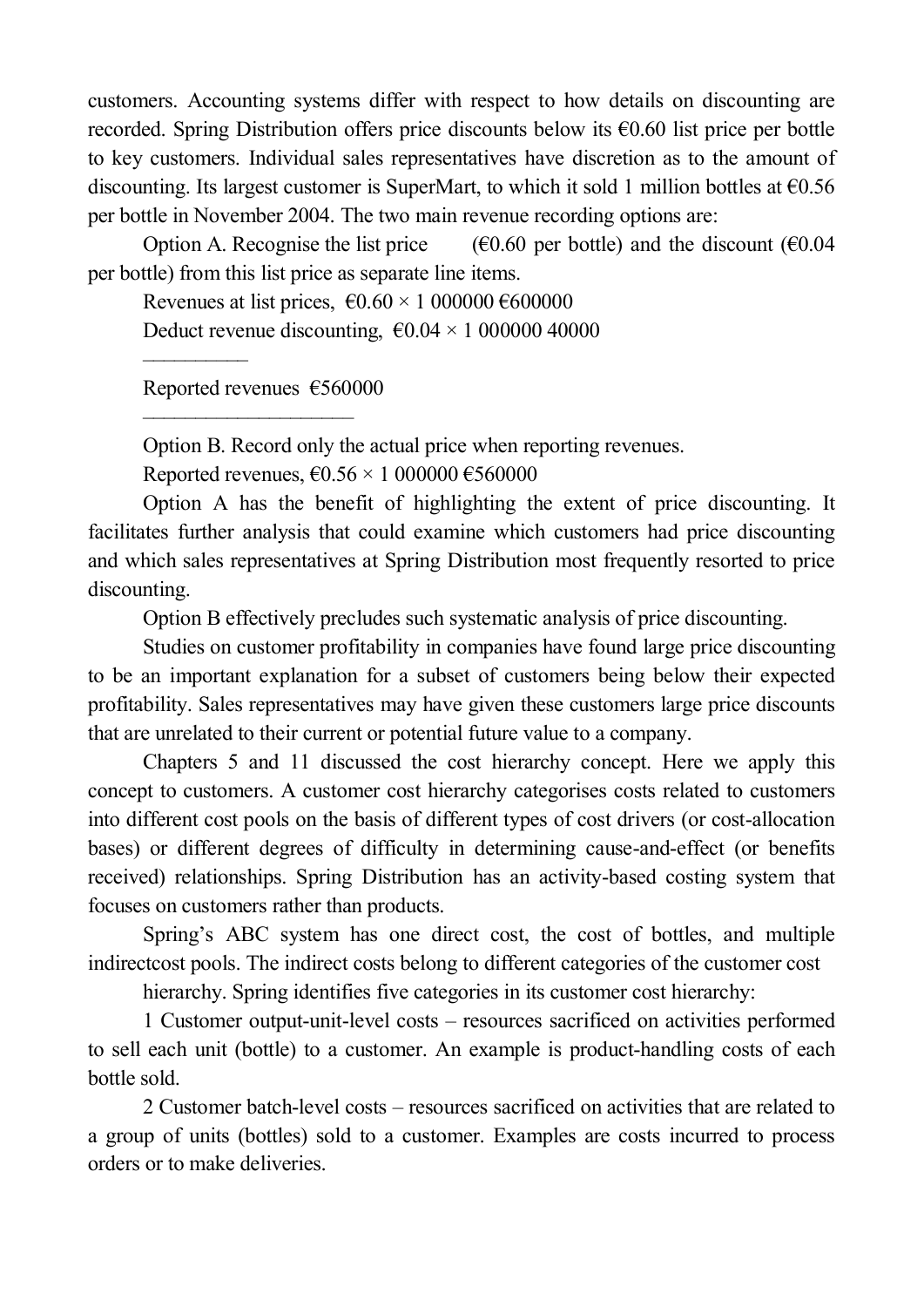customers. Accounting systems differ with respect to how details on discounting are recorded. Spring Distribution offers price discounts below its €0.60 list price per bottle to key customers. Individual sales representatives have discretion as to the amount of discounting. Its largest customer is SuperMart, to which it sold 1 million bottles at €0.56 per bottle in November 2004. The two main revenue recording options are:

Option A. Recognise the list price (€0.60 per bottle) and the discount (€0.04 per bottle) from this list price as separate line items.

Revenues at list prices, €0.60 × 1 000000 €600000

Deduct revenue discounting, €0.04 × 1 000000 40000

Reported revenues €560000

Option B. Record only the actual price when reporting revenues.

Reported revenues, €0.56 × 1 000000 €560000

Option A has the benefit of highlighting the extent of price discounting. It facilitates further analysis that could examine which customers had price discounting and which sales representatives at Spring Distribution most frequently resorted to price discounting.

Option B effectively precludes such systematic analysis of price discounting.

Studies on customer profitability in companies have found large price discounting to be an important explanation for a subset of customers being below their expected profitability. Sales representatives may have given these customers large price discounts that are unrelated to their current or potential future value to a company.

Chapters 5 and 11 discussed the cost hierarchy concept. Here we apply this concept to customers. A customer cost hierarchy categorises costs related to customers into different cost pools on the basis of different types of cost drivers (or cost-allocation bases) or different degrees of difficulty in determining cause-and-effect (or benefits received) relationships. Spring Distribution has an activity-based costing system that focuses on customers rather than products.

Spring's ABC system has one direct cost, the cost of bottles, and multiple indirectcost pools. The indirect costs belong to different categories of the customer cost hierarchy. Spring identifies five categories in its customer cost hierarchy:

1 Customer output-unit-level costs – resources sacrificed on activities performed to sell each unit (bottle) to a customer. An example is product-handling costs of each bottle sold.

2 Customer batch-level costs – resources sacrificed on activities that are related to a group of units (bottles) sold to a customer. Examples are costs incurred to process orders or to make deliveries.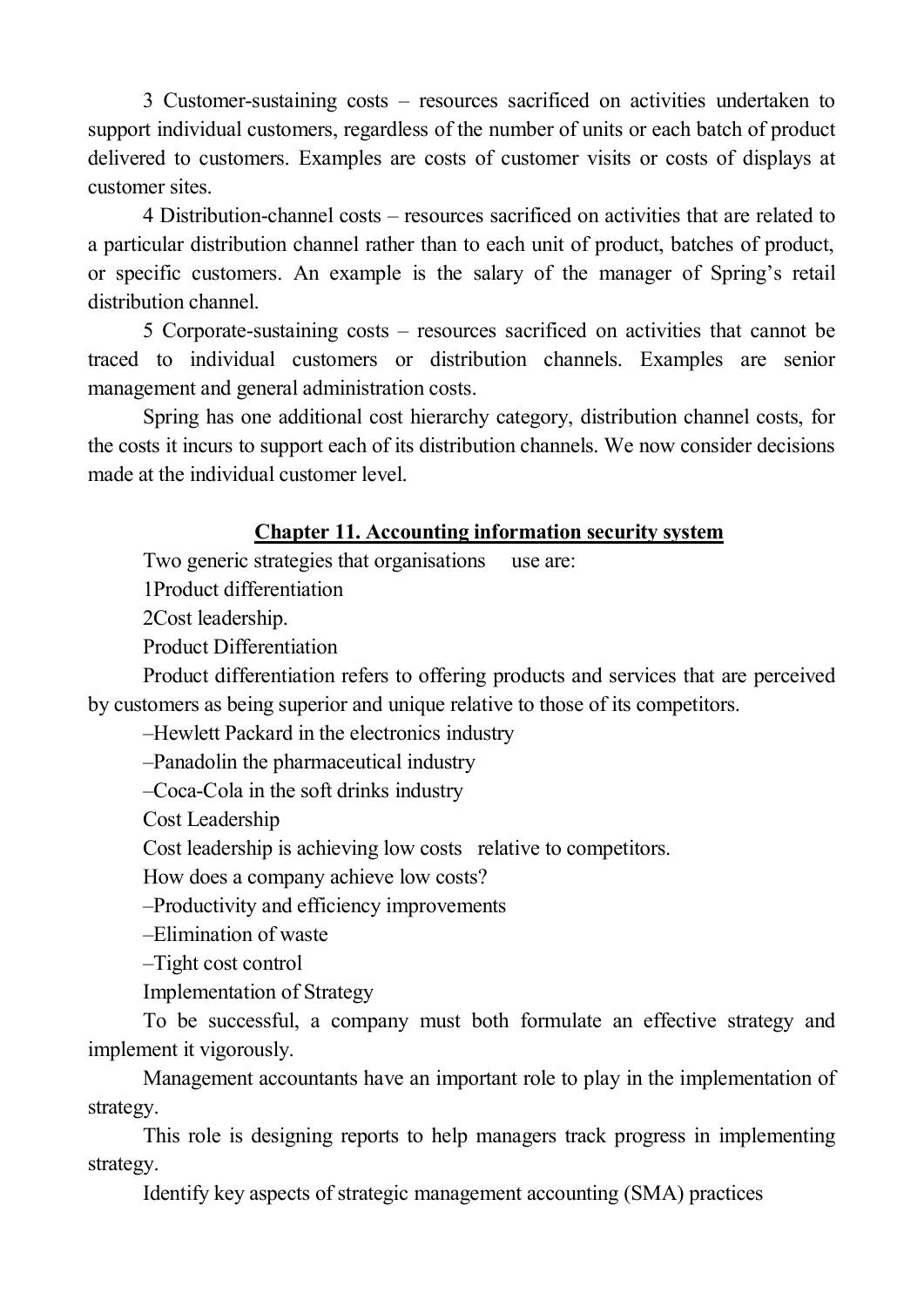3 Customer-sustaining costs – resources sacrificed on activities undertaken to support individual customers, regardless of the number of units or each batch of product delivered to customers. Examples are costs of customer visits or costs of displays at customer sites.

4 Distribution-channel costs – resources sacrificed on activities that are related to a particular distribution channel rather than to each unit of product, batches of product, or specific customers. An example is the salary of the manager of Spring's retail distribution channel.

5 Corporate-sustaining costs – resources sacrificed on activities that cannot be traced to individual customers or distribution channels. Examples are senior management and general administration costs.

Spring has one additional cost hierarchy category, distribution channel costs, for the costs it incurs to support each of its distribution channels. We now consider decisions made at the individual customer level.

## Chapter 11. Accounting information security system

Two generic strategies that organisations use are:

1Product differentiation

2Cost leadership.

Product Differentiation

Product differentiation refers to offering products and services that are perceived by customers as being superior and unique relative to those of its competitors.

–Hewlett Packard in the electronics industry

–Panadolin the pharmaceutical industry

–Coca-Cola in the soft drinks industry

Cost Leadership

Cost leadership is achieving low costs relative to competitors.

How does a company achieve low costs?

–Productivity and efficiency improvements

–Elimination of waste

–Tight cost control

Implementation of Strategy

To be successful, a company must both formulate an effective strategy and implement it vigorously.

Management accountants have an important role to play in the implementation of strategy.

This role is designing reports to help managers track progress in implementing strategy.

Identify key aspects of strategic management accounting (SMA) practices